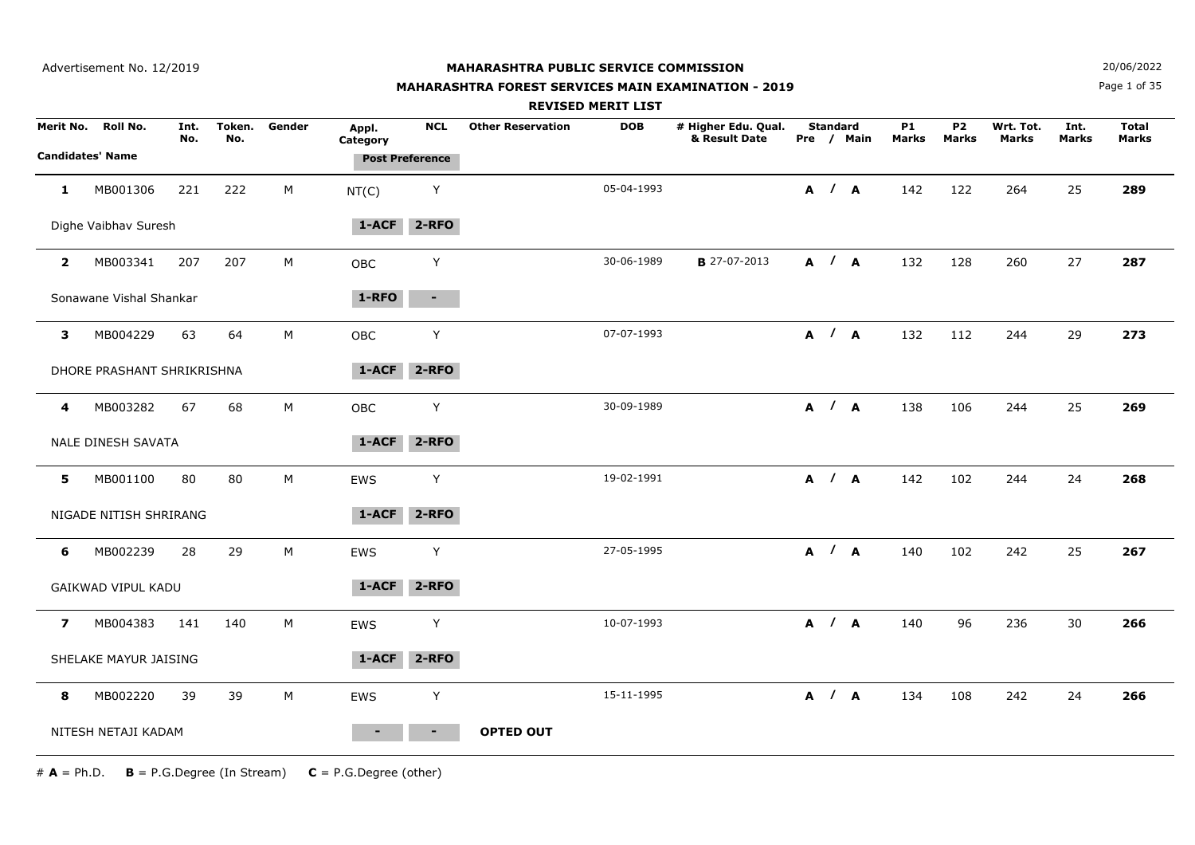Advertisement No. 12/2019

20/06/2022

# MAHARASHTRA PUBLIC SERVICE COMMISSION

## MAHARASHTRA FOREST SERVICES MAIN EXAMINATION - 2019

### REVISED MERIT LIST

| Merit No. | Roll No. | Int. No. | Token. No. | Gender | Appl. Category | NCL | Other Reservation | DOB | # Higher Edu. Qual. & Result Date | Standard Pre / Main | P1 Marks | P2 Marks | Wrt. Tot. Marks | Int. Marks | Total Marks |
|---|---|---|---|---|---|---|---|---|---|---|---|---|---|---|---|
| **Candidates' Name** | | | | | **Post Preference** | | | | | | | | | | |
| **1** | MB001306 | 221 | 222 | M | NT(C) | Y | | 05-04-1993 | | **A / A** | 142 | 122 | 264 | 25 | **289** |
| Dighe Vaibhav Suresh | | | | | **1-ACF** | **2-RFO** | | | | | | | | | |
| **2** | MB003341 | 207 | 207 | M | OBC | Y | | 30-06-1989 | **B** 27-07-2013 | **A / A** | 132 | 128 | 260 | 27 | **287** |
| Sonawane Vishal Shankar | | | | | **1-RFO** | **-** | | | | | | | | | |
| **3** | MB004229 | 63 | 64 | M | OBC | Y | | 07-07-1993 | | **A / A** | 132 | 112 | 244 | 29 | **273** |
| DHORE PRASHANT SHRIKRISHNA | | | | | **1-ACF** | **2-RFO** | | | | | | | | | |
| **4** | MB003282 | 67 | 68 | M | OBC | Y | | 30-09-1989 | | **A / A** | 138 | 106 | 244 | 25 | **269** |
| NALE DINESH SAVATA | | | | | **1-ACF** | **2-RFO** | | | | | | | | | |
| **5** | MB001100 | 80 | 80 | M | EWS | Y | | 19-02-1991 | | **A / A** | 142 | 102 | 244 | 24 | **268** |
| NIGADE NITISH SHRIRANG | | | | | **1-ACF** | **2-RFO** | | | | | | | | | |
| **6** | MB002239 | 28 | 29 | M | EWS | Y | | 27-05-1995 | | **A / A** | 140 | 102 | 242 | 25 | **267** |
| GAIKWAD VIPUL KADU | | | | | **1-ACF** | **2-RFO** | | | | | | | | | |
| **7** | MB004383 | 141 | 140 | M | EWS | Y | | 10-07-1993 | | **A / A** | 140 | 96 | 236 | 30 | **266** |
| SHELAKE MAYUR JAISING | | | | | **1-ACF** | **2-RFO** | | | | | | | | | |
| **8** | MB002220 | 39 | 39 | M | EWS | Y | | 15-11-1995 | | **A / A** | 134 | 108 | 242 | 24 | **266** |
| NITESH NETAJI KADAM | | | | | **-** | **-** | **OPTED OUT** | | | | | | | | |

# **A** = Ph.D.  **B** = P.G.Degree (In Stream)  **C** = P.G.Degree (other)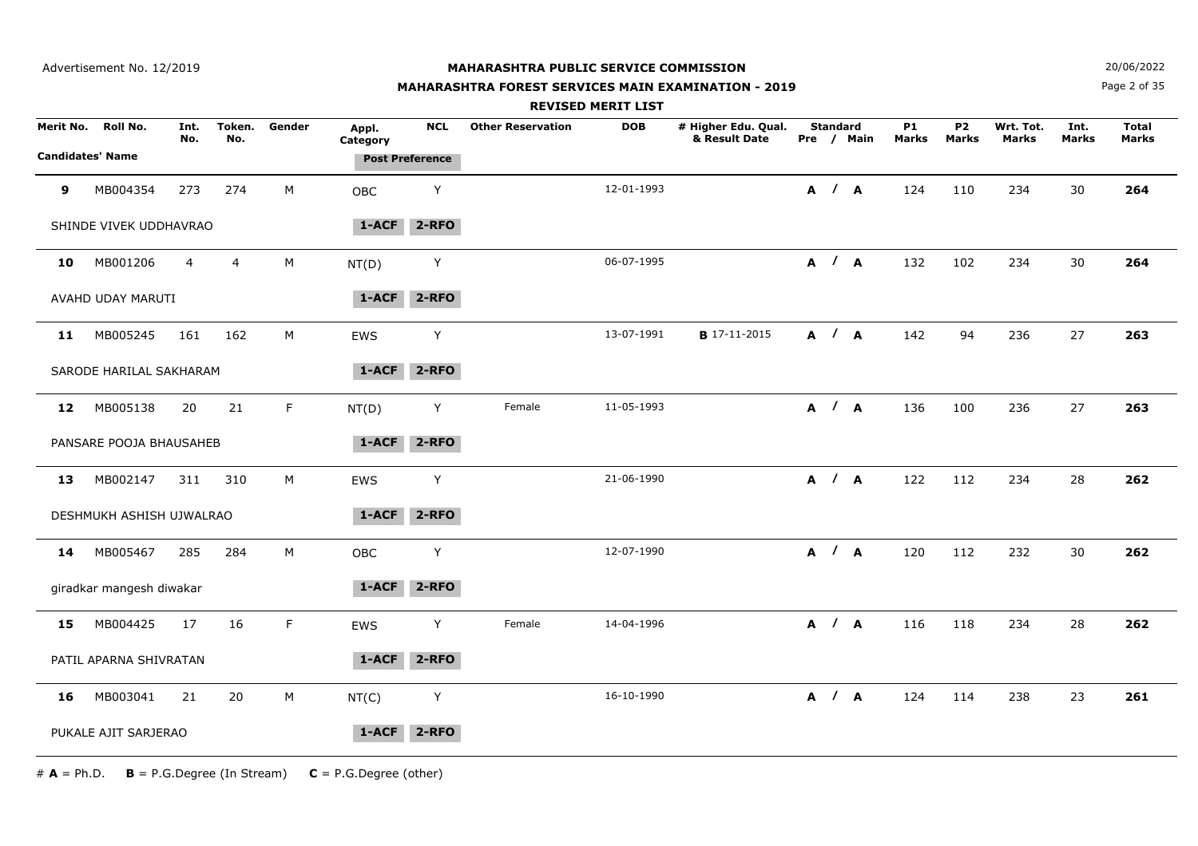Advertisement No. 12/2019

**MAHARASHTRA PUBLIC SERVICE COMMISSION**

**MAHARASHTRA FOREST SERVICES MAIN EXAMINATION - 2019**

**REVISED MERIT LIST**

20/06/2022

| Merit No. | Roll No. | Int. No. | Token. No. | Gender | Appl. Category | NCL | Other Reservation | DOB | # Higher Edu. Qual. & Result Date | Standard Pre / Main | P1 Marks | P2 Marks | Wrt. Tot. Marks | Int. Marks | Total Marks |
|---|---|---|---|---|---|---|---|---|---|---|---|---|---|---|---|
| Candidates' Name | | | | | Post Preference | | | | | | | | | | |
| **9** | MB004354 | 273 | 274 | M | OBC | Y | | 12-01-1993 | | **A / A** | 124 | 110 | 234 | 30 | **264** |
| SHINDE VIVEK UDDHAVRAO | | | | | **1-ACF** | **2-RFO** | | | | | | | | | |
| **10** | MB001206 | 4 | 4 | M | NT(D) | Y | | 06-07-1995 | | **A / A** | 132 | 102 | 234 | 30 | **264** |
| AVAHD UDAY MARUTI | | | | | **1-ACF** | **2-RFO** | | | | | | | | | |
| **11** | MB005245 | 161 | 162 | M | EWS | Y | | 13-07-1991 | **B** 17-11-2015 | **A / A** | 142 | 94 | 236 | 27 | **263** |
| SARODE HARILAL SAKHARAM | | | | | **1-ACF** | **2-RFO** | | | | | | | | | |
| **12** | MB005138 | 20 | 21 | F | NT(D) | Y | Female | 11-05-1993 | | **A / A** | 136 | 100 | 236 | 27 | **263** |
| PANSARE POOJA BHAUSAHEB | | | | | **1-ACF** | **2-RFO** | | | | | | | | | |
| **13** | MB002147 | 311 | 310 | M | EWS | Y | | 21-06-1990 | | **A / A** | 122 | 112 | 234 | 28 | **262** |
| DESHMUKH ASHISH UJWALRAO | | | | | **1-ACF** | **2-RFO** | | | | | | | | | |
| **14** | MB005467 | 285 | 284 | M | OBC | Y | | 12-07-1990 | | **A / A** | 120 | 112 | 232 | 30 | **262** |
| giradkar mangesh diwakar | | | | | **1-ACF** | **2-RFO** | | | | | | | | | |
| **15** | MB004425 | 17 | 16 | F | EWS | Y | Female | 14-04-1996 | | **A / A** | 116 | 118 | 234 | 28 | **262** |
| PATIL APARNA SHIVRATAN | | | | | **1-ACF** | **2-RFO** | | | | | | | | | |
| **16** | MB003041 | 21 | 20 | M | NT(C) | Y | | 16-10-1990 | | **A / A** | 124 | 114 | 238 | 23 | **261** |
| PUKALE AJIT SARJERAO | | | | | **1-ACF** | **2-RFO** | | | | | | | | | |

\# **A** = Ph.D. **B** = P.G.Degree (In Stream) **C** = P.G.Degree (other)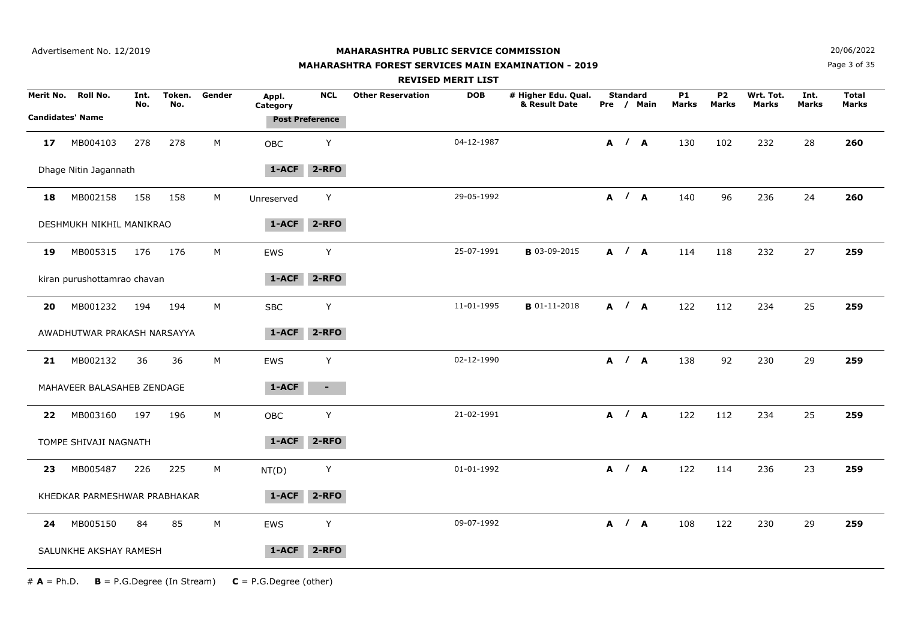Advertisement No. 12/2019

**MAHARASHTRA PUBLIC SERVICE COMMISSION**

**MAHARASHTRA FOREST SERVICES MAIN EXAMINATION - 2019**

**REVISED MERIT LIST**

20/06/2022

| Merit No. | Roll No. | Int. No. | Token. No. | Gender | Appl. Category | NCL | Other Reservation | DOB | # Higher Edu. Qual. & Result Date | Standard Pre / Main | P1 Marks | P2 Marks | Wrt. Tot. Marks | Int. Marks | Total Marks |
|---|---|---|---|---|---|---|---|---|---|---|---|---|---|---|---|
| Candidates' Name | | | | | Post Preference | | | | | | | | | | |
| **17** | MB004103 | 278 | 278 | M | OBC | Y | | 04-12-1987 | | **A / A** | 130 | 102 | 232 | 28 | **260** |
| Dhage Nitin Jagannath | | | | | **1-ACF** | **2-RFO** | | | | | | | | | |
| **18** | MB002158 | 158 | 158 | M | Unreserved | Y | | 29-05-1992 | | **A / A** | 140 | 96 | 236 | 24 | **260** |
| DESHMUKH NIKHIL MANIKRAO | | | | | **1-ACF** | **2-RFO** | | | | | | | | | |
| **19** | MB005315 | 176 | 176 | M | EWS | Y | | 25-07-1991 | **B** 03-09-2015 | **A / A** | 114 | 118 | 232 | 27 | **259** |
| kiran purushottamrao chavan | | | | | **1-ACF** | **2-RFO** | | | | | | | | | |
| **20** | MB001232 | 194 | 194 | M | SBC | Y | | 11-01-1995 | **B** 01-11-2018 | **A / A** | 122 | 112 | 234 | 25 | **259** |
| AWADHUTWAR PRAKASH NARSAYYA | | | | | **1-ACF** | **2-RFO** | | | | | | | | | |
| **21** | MB002132 | 36 | 36 | M | EWS | Y | | 02-12-1990 | | **A / A** | 138 | 92 | 230 | 29 | **259** |
| MAHAVEER BALASAHEB ZENDAGE | | | | | **1-ACF** | **-** | | | | | | | | | |
| **22** | MB003160 | 197 | 196 | M | OBC | Y | | 21-02-1991 | | **A / A** | 122 | 112 | 234 | 25 | **259** |
| TOMPE SHIVAJI NAGNATH | | | | | **1-ACF** | **2-RFO** | | | | | | | | | |
| **23** | MB005487 | 226 | 225 | M | NT(D) | Y | | 01-01-1992 | | **A / A** | 122 | 114 | 236 | 23 | **259** |
| KHEDKAR PARMESHWAR PRABHAKAR | | | | | **1-ACF** | **2-RFO** | | | | | | | | | |
| **24** | MB005150 | 84 | 85 | M | EWS | Y | | 09-07-1992 | | **A / A** | 108 | 122 | 230 | 29 | **259** |
| SALUNKHE AKSHAY RAMESH | | | | | **1-ACF** | **2-RFO** | | | | | | | | | |

# **A** = Ph.D.   **B** = P.G.Degree (In Stream)   **C** = P.G.Degree (other)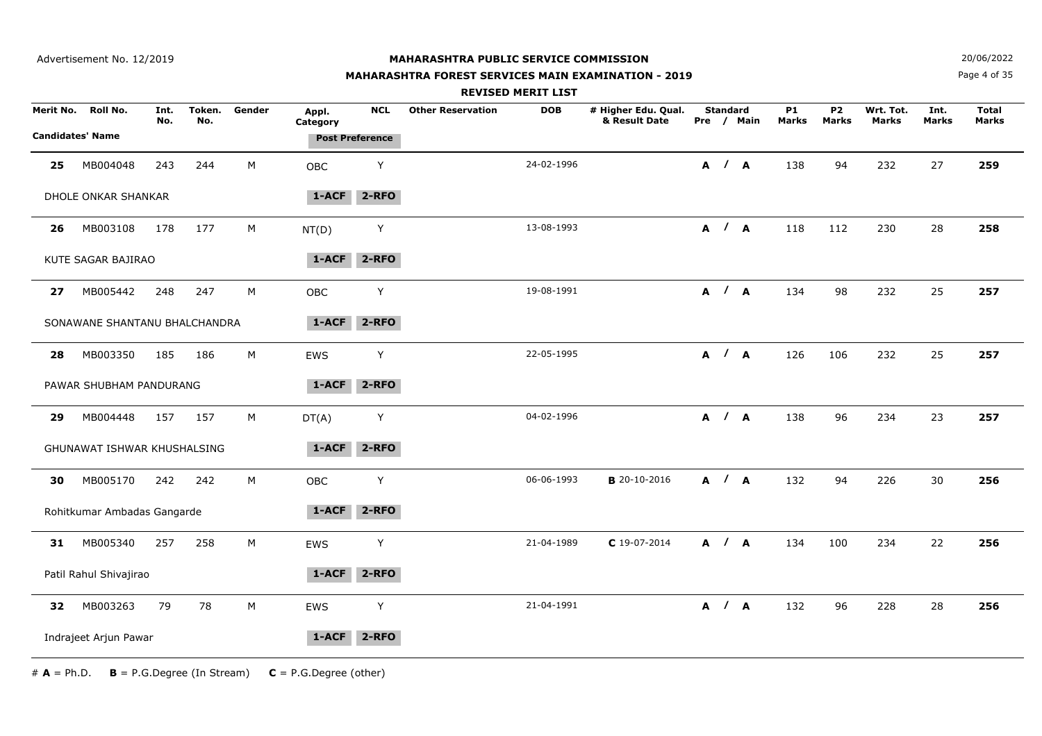Advertisement No. 12/2019

# MAHARASHTRA PUBLIC SERVICE COMMISSION

## MAHARASHTRA FOREST SERVICES MAIN EXAMINATION - 2019

### REVISED MERIT LIST

20/06/2022

| Merit No. | Roll No. | Int. No. | Token. No. | Gender | Appl. Category | NCL | Other Reservation | DOB | # Higher Edu. Qual. & Result Date | Standard Pre / Main | P1 Marks | P2 Marks | Wrt. Tot. Marks | Int. Marks | Total Marks |
|---|---|---|---|---|---|---|---|---|---|---|---|---|---|---|---|
| Candidates' Name | | | | | Post Preference | | | | | | | | | | |
| 25 | MB004048 | 243 | 244 | M | OBC | Y | | 24-02-1996 | | A / A | 138 | 94 | 232 | 27 | 259 |
| DHOLE ONKAR SHANKAR | | | | | 1-ACF | 2-RFO | | | | | | | | | |
| 26 | MB003108 | 178 | 177 | M | NT(D) | Y | | 13-08-1993 | | A / A | 118 | 112 | 230 | 28 | 258 |
| KUTE SAGAR BAJIRAO | | | | | 1-ACF | 2-RFO | | | | | | | | | |
| 27 | MB005442 | 248 | 247 | M | OBC | Y | | 19-08-1991 | | A / A | 134 | 98 | 232 | 25 | 257 |
| SONAWANE SHANTANU BHALCHANDRA | | | | | 1-ACF | 2-RFO | | | | | | | | | |
| 28 | MB003350 | 185 | 186 | M | EWS | Y | | 22-05-1995 | | A / A | 126 | 106 | 232 | 25 | 257 |
| PAWAR SHUBHAM PANDURANG | | | | | 1-ACF | 2-RFO | | | | | | | | | |
| 29 | MB004448 | 157 | 157 | M | DT(A) | Y | | 04-02-1996 | | A / A | 138 | 96 | 234 | 23 | 257 |
| GHUNAWAT ISHWAR KHUSHALSING | | | | | 1-ACF | 2-RFO | | | | | | | | | |
| 30 | MB005170 | 242 | 242 | M | OBC | Y | | 06-06-1993 | B 20-10-2016 | A / A | 132 | 94 | 226 | 30 | 256 |
| Rohitkumar Ambadas Gangarde | | | | | 1-ACF | 2-RFO | | | | | | | | | |
| 31 | MB005340 | 257 | 258 | M | EWS | Y | | 21-04-1989 | C 19-07-2014 | A / A | 134 | 100 | 234 | 22 | 256 |
| Patil Rahul Shivajirao | | | | | 1-ACF | 2-RFO | | | | | | | | | |
| 32 | MB003263 | 79 | 78 | M | EWS | Y | | 21-04-1991 | | A / A | 132 | 96 | 228 | 28 | 256 |
| Indrajeet Arjun Pawar | | | | | 1-ACF | 2-RFO | | | | | | | | | |

# **A** = Ph.D. **B** = P.G.Degree (In Stream) **C** = P.G.Degree (other)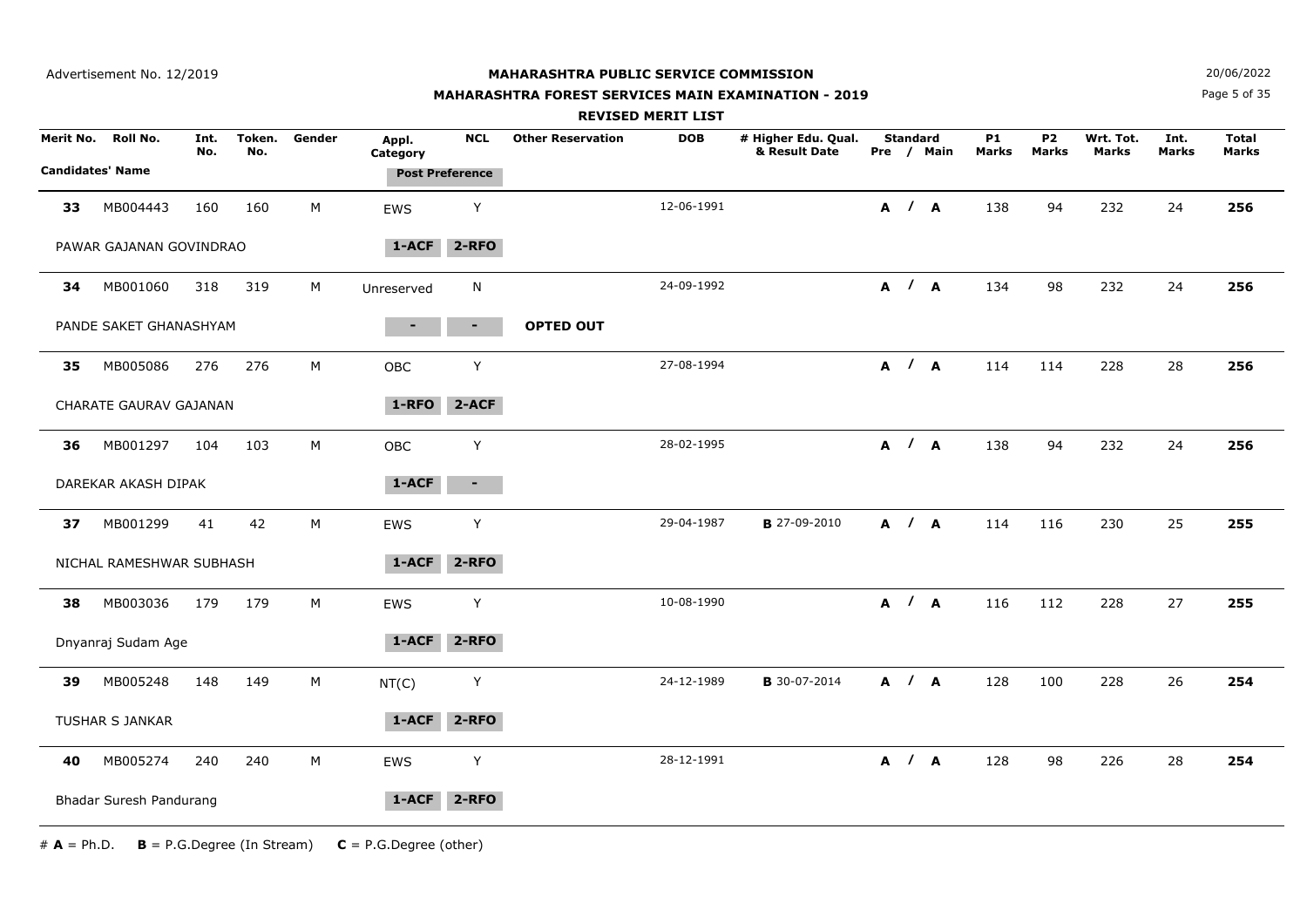Advertisement No. 12/2019

20/06/2022

# MAHARASHTRA PUBLIC SERVICE COMMISSION

## MAHARASHTRA FOREST SERVICES MAIN EXAMINATION - 2019

### REVISED MERIT LIST

| Merit No. | Roll No. | Int. No. | Token. No. | Gender | Appl. Category | NCL | Other Reservation | DOB | # Higher Edu. Qual. & Result Date | Standard Pre / Main | P1 Marks | P2 Marks | Wrt. Tot. Marks | Int. Marks | Total Marks |
|---|---|---|---|---|---|---|---|---|---|---|---|---|---|---|---|
| Candidates' Name | | | | | Post Preference | | | | | | | | | | |
| **33** | MB004443 | 160 | 160 | M | EWS | Y | | 12-06-1991 | | **A / A** | 138 | 94 | 232 | 24 | **256** |
| PAWAR GAJANAN GOVINDRAO | | | | | **1-ACF** | **2-RFO** | | | | | | | | | |
| **34** | MB001060 | 318 | 319 | M | Unreserved | N | | 24-09-1992 | | **A / A** | 134 | 98 | 232 | 24 | **256** |
| PANDE SAKET GHANASHYAM | | | | | - | - | **OPTED OUT** | | | | | | | | |
| **35** | MB005086 | 276 | 276 | M | OBC | Y | | 27-08-1994 | | **A / A** | 114 | 114 | 228 | 28 | **256** |
| CHARATE GAURAV GAJANAN | | | | | **1-RFO** | **2-ACF** | | | | | | | | | |
| **36** | MB001297 | 104 | 103 | M | OBC | Y | | 28-02-1995 | | **A / A** | 138 | 94 | 232 | 24 | **256** |
| DAREKAR AKASH DIPAK | | | | | **1-ACF** | - | | | | | | | | | |
| **37** | MB001299 | 41 | 42 | M | EWS | Y | | 29-04-1987 | **B** 27-09-2010 | **A / A** | 114 | 116 | 230 | 25 | **255** |
| NICHAL RAMESHWAR SUBHASH | | | | | **1-ACF** | **2-RFO** | | | | | | | | | |
| **38** | MB003036 | 179 | 179 | M | EWS | Y | | 10-08-1990 | | **A / A** | 116 | 112 | 228 | 27 | **255** |
| Dnyanraj Sudam Age | | | | | **1-ACF** | **2-RFO** | | | | | | | | | |
| **39** | MB005248 | 148 | 149 | M | NT(C) | Y | | 24-12-1989 | **B** 30-07-2014 | **A / A** | 128 | 100 | 228 | 26 | **254** |
| TUSHAR S JANKAR | | | | | **1-ACF** | **2-RFO** | | | | | | | | | |
| **40** | MB005274 | 240 | 240 | M | EWS | Y | | 28-12-1991 | | **A / A** | 128 | 98 | 226 | 28 | **254** |
| Bhadar Suresh Pandurang | | | | | **1-ACF** | **2-RFO** | | | | | | | | | |

\# **A** = Ph.D. **B** = P.G.Degree (In Stream) **C** = P.G.Degree (other)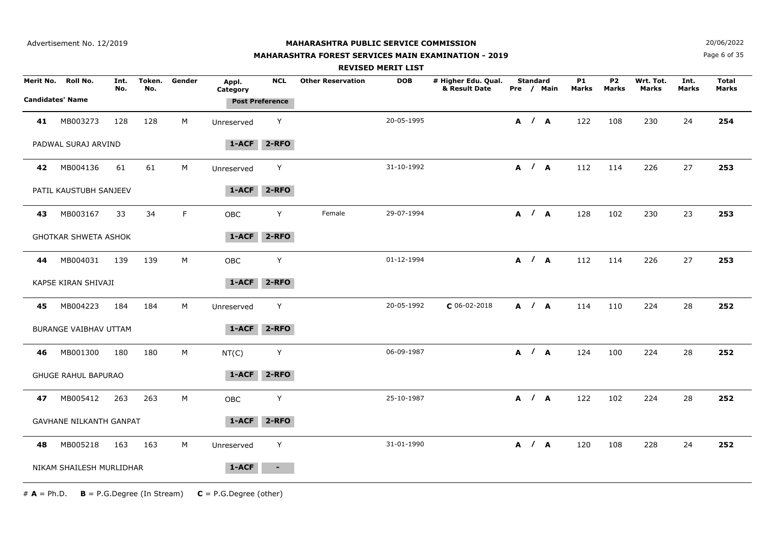Advertisement No. 12/2019

# MAHARASHTRA PUBLIC SERVICE COMMISSION

## MAHARASHTRA FOREST SERVICES MAIN EXAMINATION - 2019

### REVISED MERIT LIST

20/06/2022

| Merit No. | Roll No. | Int. No. | Token. No. | Gender | Appl. Category | NCL | Other Reservation | DOB | # Higher Edu. Qual. & Result Date | Standard Pre / Main | P1 Marks | P2 Marks | Wrt. Tot. Marks | Int. Marks | Total Marks |
|---|---|---|---|---|---|---|---|---|---|---|---|---|---|---|---|
| Candidates' Name | | | | | Post Preference | | | | | | | | | | |
| **41** | MB003273 | 128 | 128 | M | Unreserved | Y | | 20-05-1995 | | **A / A** | 122 | 108 | 230 | 24 | **254** |
| PADWAL SURAJ ARVIND | | | | | **1-ACF** | **2-RFO** | | | | | | | | | |
| **42** | MB004136 | 61 | 61 | M | Unreserved | Y | | 31-10-1992 | | **A / A** | 112 | 114 | 226 | 27 | **253** |
| PATIL KAUSTUBH SANJEEV | | | | | **1-ACF** | **2-RFO** | | | | | | | | | |
| **43** | MB003167 | 33 | 34 | F | OBC | Y | Female | 29-07-1994 | | **A / A** | 128 | 102 | 230 | 23 | **253** |
| GHOTKAR SHWETA ASHOK | | | | | **1-ACF** | **2-RFO** | | | | | | | | | |
| **44** | MB004031 | 139 | 139 | M | OBC | Y | | 01-12-1994 | | **A / A** | 112 | 114 | 226 | 27 | **253** |
| KAPSE KIRAN SHIVAJI | | | | | **1-ACF** | **2-RFO** | | | | | | | | | |
| **45** | MB004223 | 184 | 184 | M | Unreserved | Y | | 20-05-1992 | **C** 06-02-2018 | **A / A** | 114 | 110 | 224 | 28 | **252** |
| BURANGE VAIBHAV UTTAM | | | | | **1-ACF** | **2-RFO** | | | | | | | | | |
| **46** | MB001300 | 180 | 180 | M | NT(C) | Y | | 06-09-1987 | | **A / A** | 124 | 100 | 224 | 28 | **252** |
| GHUGE RAHUL BAPURAO | | | | | **1-ACF** | **2-RFO** | | | | | | | | | |
| **47** | MB005412 | 263 | 263 | M | OBC | Y | | 25-10-1987 | | **A / A** | 122 | 102 | 224 | 28 | **252** |
| GAVHANE NILKANTH GANPAT | | | | | **1-ACF** | **2-RFO** | | | | | | | | | |
| **48** | MB005218 | 163 | 163 | M | Unreserved | Y | | 31-01-1990 | | **A / A** | 120 | 108 | 228 | 24 | **252** |
| NIKAM SHAILESH MURLIDHAR | | | | | **1-ACF** | - | | | | | | | | | |

# **A** = Ph.D.    **B** = P.G.Degree (In Stream)    **C** = P.G.Degree (other)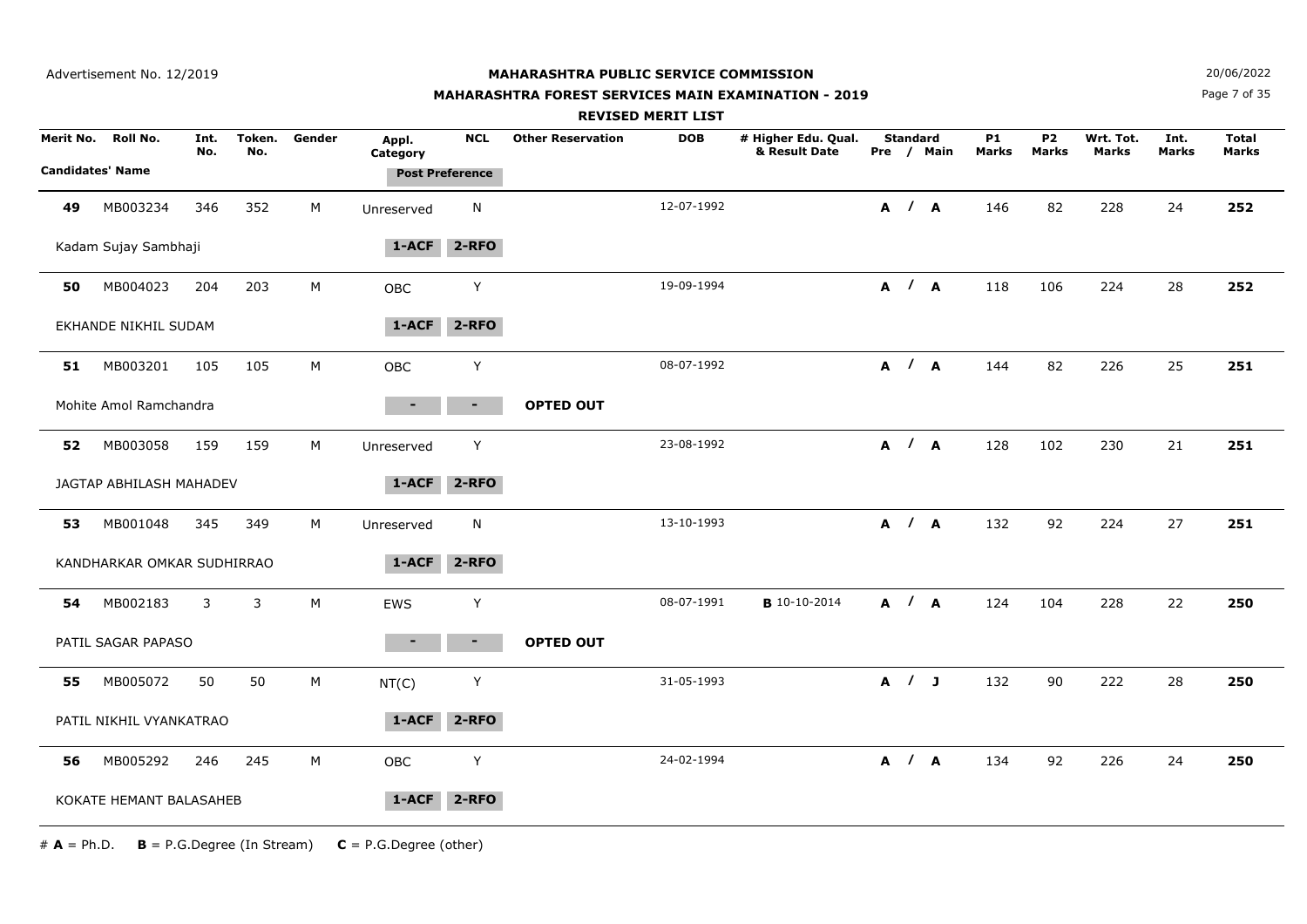Advertisement No. 12/2019

# MAHARASHTRA PUBLIC SERVICE COMMISSION

## MAHARASHTRA FOREST SERVICES MAIN EXAMINATION - 2019

### REVISED MERIT LIST

20/06/2022

| Merit No. | Roll No. | Int. No. | Token. No. | Gender | Appl. Category | NCL | Other Reservation | DOB | # Higher Edu. Qual. & Result Date | Standard Pre / Main | P1 Marks | P2 Marks | Wrt. Tot. Marks | Int. Marks | Total Marks |
|---|---|---|---|---|---|---|---|---|---|---|---|---|---|---|---|
| Candidates' Name | | | | | Post Preference | | | | | | | | | | |
| **49** | MB003234 | 346 | 352 | M | Unreserved | N | | 12-07-1992 | | **A / A** | 146 | 82 | 228 | 24 | **252** |
| Kadam Sujay Sambhaji | | | | | **1-ACF** | **2-RFO** | | | | | | | | | |
| **50** | MB004023 | 204 | 203 | M | OBC | Y | | 19-09-1994 | | **A / A** | 118 | 106 | 224 | 28 | **252** |
| EKHANDE NIKHIL SUDAM | | | | | **1-ACF** | **2-RFO** | | | | | | | | | |
| **51** | MB003201 | 105 | 105 | M | OBC | Y | | 08-07-1992 | | **A / A** | 144 | 82 | 226 | 25 | **251** |
| Mohite Amol Ramchandra | | | | | - | - | **OPTED OUT** | | | | | | | | |
| **52** | MB003058 | 159 | 159 | M | Unreserved | Y | | 23-08-1992 | | **A / A** | 128 | 102 | 230 | 21 | **251** |
| JAGTAP ABHILASH MAHADEV | | | | | **1-ACF** | **2-RFO** | | | | | | | | | |
| **53** | MB001048 | 345 | 349 | M | Unreserved | N | | 13-10-1993 | | **A / A** | 132 | 92 | 224 | 27 | **251** |
| KANDHARKAR OMKAR SUDHIRRAO | | | | | **1-ACF** | **2-RFO** | | | | | | | | | |
| **54** | MB002183 | 3 | 3 | M | EWS | Y | | 08-07-1991 | **B** 10-10-2014 | **A / A** | 124 | 104 | 228 | 22 | **250** |
| PATIL SAGAR PAPASO | | | | | - | - | **OPTED OUT** | | | | | | | | |
| **55** | MB005072 | 50 | 50 | M | NT(C) | Y | | 31-05-1993 | | **A / J** | 132 | 90 | 222 | 28 | **250** |
| PATIL NIKHIL VYANKATRAO | | | | | **1-ACF** | **2-RFO** | | | | | | | | | |
| **56** | MB005292 | 246 | 245 | M | OBC | Y | | 24-02-1994 | | **A / A** | 134 | 92 | 226 | 24 | **250** |
| KOKATE HEMANT BALASAHEB | | | | | **1-ACF** | **2-RFO** | | | | | | | | | |

# **A** = Ph.D. **B** = P.G.Degree (In Stream) **C** = P.G.Degree (other)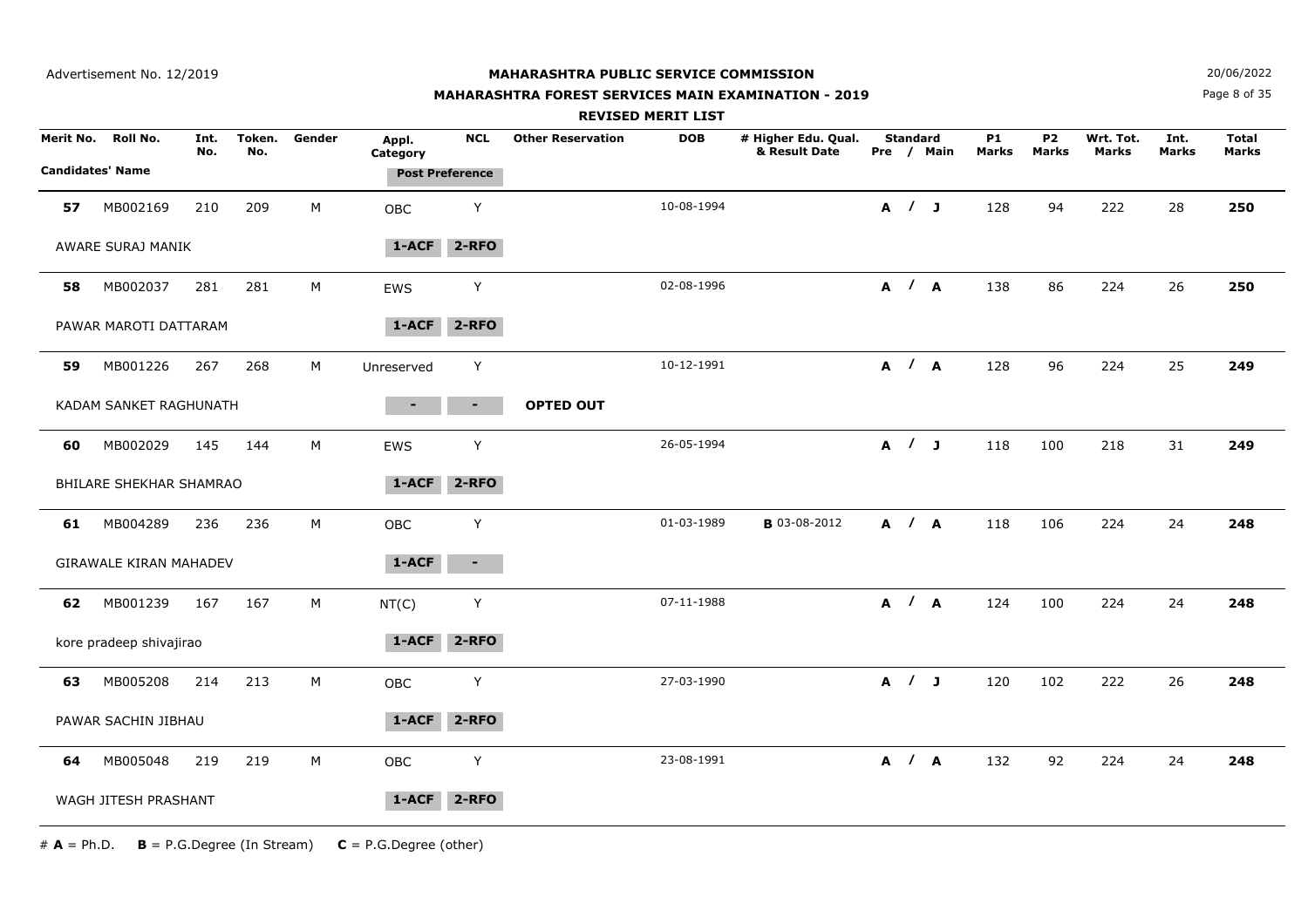Advertisement No. 12/2019

20/06/2022

# MAHARASHTRA PUBLIC SERVICE COMMISSION

## MAHARASHTRA FOREST SERVICES MAIN EXAMINATION - 2019

### REVISED MERIT LIST

| Merit No. | Roll No. | Int. No. | Token. No. | Gender | Appl. Category | NCL | Other Reservation | DOB | # Higher Edu. Qual. & Result Date | Standard Pre / Main | P1 Marks | P2 Marks | Wrt. Tot. Marks | Int. Marks | Total Marks |
|---|---|---|---|---|---|---|---|---|---|---|---|---|---|---|---|
| Candidates' Name | | | | | Post Preference | | | | | | | | | | |
| **57** | MB002169 | 210 | 209 | M | OBC | Y | | 10-08-1994 | | **A / J** | 128 | 94 | 222 | 28 | **250** |
| AWARE SURAJ MANIK | | | | | **1-ACF** | **2-RFO** | | | | | | | | | |
| **58** | MB002037 | 281 | 281 | M | EWS | Y | | 02-08-1996 | | **A / A** | 138 | 86 | 224 | 26 | **250** |
| PAWAR MAROTI DATTARAM | | | | | **1-ACF** | **2-RFO** | | | | | | | | | |
| **59** | MB001226 | 267 | 268 | M | Unreserved | Y | | 10-12-1991 | | **A / A** | 128 | 96 | 224 | 25 | **249** |
| KADAM SANKET RAGHUNATH | | | | | - | - | **OPTED OUT** | | | | | | | | |
| **60** | MB002029 | 145 | 144 | M | EWS | Y | | 26-05-1994 | | **A / J** | 118 | 100 | 218 | 31 | **249** |
| BHILARE SHEKHAR SHAMRAO | | | | | **1-ACF** | **2-RFO** | | | | | | | | | |
| **61** | MB004289 | 236 | 236 | M | OBC | Y | | 01-03-1989 | **B** 03-08-2012 | **A / A** | 118 | 106 | 224 | 24 | **248** |
| GIRAWALE KIRAN MAHADEV | | | | | **1-ACF** | - | | | | | | | | | |
| **62** | MB001239 | 167 | 167 | M | NT(C) | Y | | 07-11-1988 | | **A / A** | 124 | 100 | 224 | 24 | **248** |
| kore pradeep shivajirao | | | | | **1-ACF** | **2-RFO** | | | | | | | | | |
| **63** | MB005208 | 214 | 213 | M | OBC | Y | | 27-03-1990 | | **A / J** | 120 | 102 | 222 | 26 | **248** |
| PAWAR SACHIN JIBHAU | | | | | **1-ACF** | **2-RFO** | | | | | | | | | |
| **64** | MB005048 | 219 | 219 | M | OBC | Y | | 23-08-1991 | | **A / A** | 132 | 92 | 224 | 24 | **248** |
| WAGH JITESH PRASHANT | | | | | **1-ACF** | **2-RFO** | | | | | | | | | |

\# **A** = Ph.D. **B** = P.G.Degree (In Stream) **C** = P.G.Degree (other)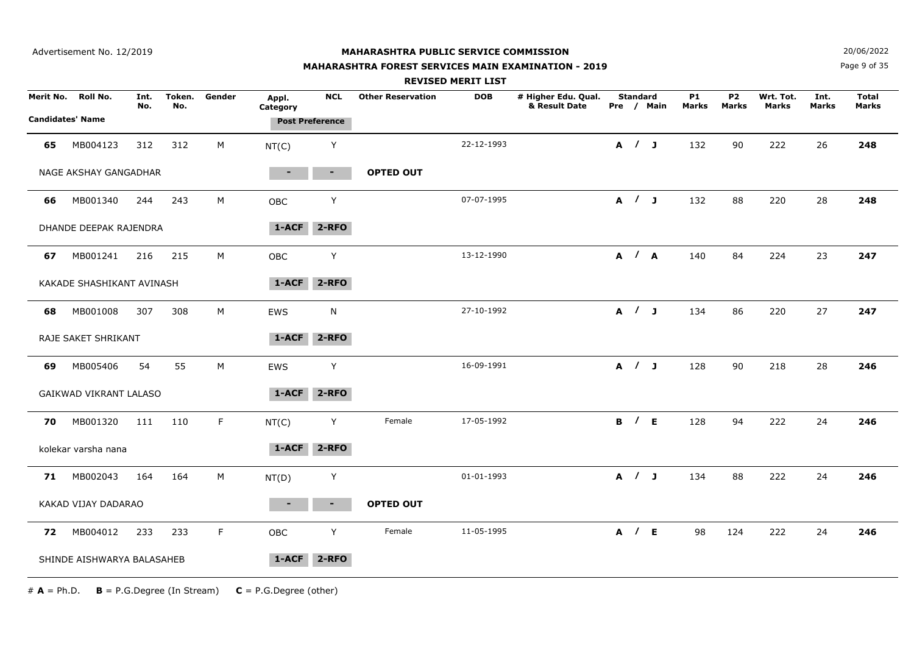Advertisement No. 12/2019

**MAHARASHTRA PUBLIC SERVICE COMMISSION**

**MAHARASHTRA FOREST SERVICES MAIN EXAMINATION - 2019**

**REVISED MERIT LIST**

20/06/2022

| Merit No. | Roll No. | Int. No. | Token. No. | Gender | Appl. Category | NCL | Other Reservation | DOB | # Higher Edu. Qual. & Result Date | Standard Pre / Main | P1 Marks | P2 Marks | Wrt. Tot. Marks | Int. Marks | Total Marks |
|---|---|---|---|---|---|---|---|---|---|---|---|---|---|---|---|
| Candidates' Name | | | | | Post Preference | | | | | | | | | | |
| **65** | MB004123 | 312 | 312 | M | NT(C) | Y | | 22-12-1993 | | **A / J** | 132 | 90 | 222 | 26 | **248** |
| NAGE AKSHAY GANGADHAR | | | | | - | - | **OPTED OUT** | | | | | | | | |
| **66** | MB001340 | 244 | 243 | M | OBC | Y | | 07-07-1995 | | **A / J** | 132 | 88 | 220 | 28 | **248** |
| DHANDE DEEPAK RAJENDRA | | | | | 1-ACF | 2-RFO | | | | | | | | | |
| **67** | MB001241 | 216 | 215 | M | OBC | Y | | 13-12-1990 | | **A / A** | 140 | 84 | 224 | 23 | **247** |
| KAKADE SHASHIKANT AVINASH | | | | | 1-ACF | 2-RFO | | | | | | | | | |
| **68** | MB001008 | 307 | 308 | M | EWS | N | | 27-10-1992 | | **A / J** | 134 | 86 | 220 | 27 | **247** |
| RAJE SAKET SHRIKANT | | | | | 1-ACF | 2-RFO | | | | | | | | | |
| **69** | MB005406 | 54 | 55 | M | EWS | Y | | 16-09-1991 | | **A / J** | 128 | 90 | 218 | 28 | **246** |
| GAIKWAD VIKRANT LALASO | | | | | 1-ACF | 2-RFO | | | | | | | | | |
| **70** | MB001320 | 111 | 110 | F | NT(C) | Y | Female | 17-05-1992 | | **B / E** | 128 | 94 | 222 | 24 | **246** |
| kolekar varsha nana | | | | | 1-ACF | 2-RFO | | | | | | | | | |
| **71** | MB002043 | 164 | 164 | M | NT(D) | Y | | 01-01-1993 | | **A / J** | 134 | 88 | 222 | 24 | **246** |
| KAKAD VIJAY DADARAO | | | | | - | - | **OPTED OUT** | | | | | | | | |
| **72** | MB004012 | 233 | 233 | F | OBC | Y | Female | 11-05-1995 | | **A / E** | 98 | 124 | 222 | 24 | **246** |
| SHINDE AISHWARYA BALASAHEB | | | | | 1-ACF | 2-RFO | | | | | | | | | |

# **A** = Ph.D. **B** = P.G.Degree (In Stream) **C** = P.G.Degree (other)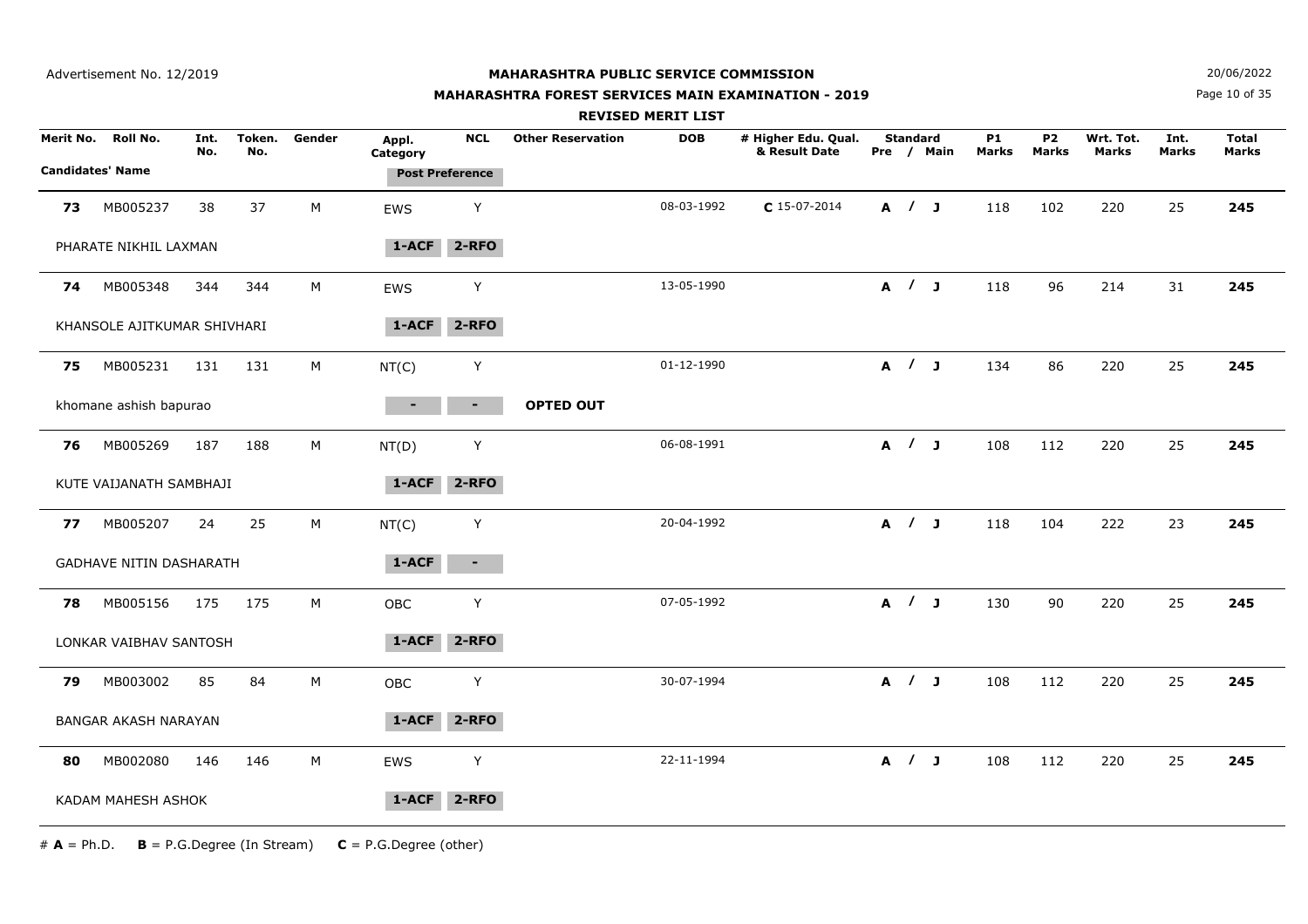Advertisement No. 12/2019

# MAHARASHTRA PUBLIC SERVICE COMMISSION

## MAHARASHTRA FOREST SERVICES MAIN EXAMINATION - 2019

### REVISED MERIT LIST

20/06/2022

| Merit No. | Roll No. | Int. No. | Token. No. | Gender | Appl. Category | NCL | Other Reservation | DOB | # Higher Edu. Qual. & Result Date | Standard Pre / Main | P1 Marks | P2 Marks | Wrt. Tot. Marks | Int. Marks | Total Marks |
|---|---|---|---|---|---|---|---|---|---|---|---|---|---|---|---|
| Candidates' Name | | | | | Post Preference | | | | | | | | | | |
| **73** | MB005237 | 38 | 37 | M | EWS | Y | | 08-03-1992 | **C** 15-07-2014 | **A / J** | 118 | 102 | 220 | 25 | **245** |
| PHARATE NIKHIL LAXMAN | | | | | **1-ACF** | **2-RFO** | | | | | | | | | |
| **74** | MB005348 | 344 | 344 | M | EWS | Y | | 13-05-1990 | | **A / J** | 118 | 96 | 214 | 31 | **245** |
| KHANSOLE AJITKUMAR SHIVHARI | | | | | **1-ACF** | **2-RFO** | | | | | | | | | |
| **75** | MB005231 | 131 | 131 | M | NT(C) | Y | | 01-12-1990 | | **A / J** | 134 | 86 | 220 | 25 | **245** |
| khomane ashish bapurao | | | | | - | - | **OPTED OUT** | | | | | | | | |
| **76** | MB005269 | 187 | 188 | M | NT(D) | Y | | 06-08-1991 | | **A / J** | 108 | 112 | 220 | 25 | **245** |
| KUTE VAIJANATH SAMBHAJI | | | | | **1-ACF** | **2-RFO** | | | | | | | | | |
| **77** | MB005207 | 24 | 25 | M | NT(C) | Y | | 20-04-1992 | | **A / J** | 118 | 104 | 222 | 23 | **245** |
| GADHAVE NITIN DASHARATH | | | | | **1-ACF** | - | | | | | | | | | |
| **78** | MB005156 | 175 | 175 | M | OBC | Y | | 07-05-1992 | | **A / J** | 130 | 90 | 220 | 25 | **245** |
| LONKAR VAIBHAV SANTOSH | | | | | **1-ACF** | **2-RFO** | | | | | | | | | |
| **79** | MB003002 | 85 | 84 | M | OBC | Y | | 30-07-1994 | | **A / J** | 108 | 112 | 220 | 25 | **245** |
| BANGAR AKASH NARAYAN | | | | | **1-ACF** | **2-RFO** | | | | | | | | | |
| **80** | MB002080 | 146 | 146 | M | EWS | Y | | 22-11-1994 | | **A / J** | 108 | 112 | 220 | 25 | **245** |
| KADAM MAHESH ASHOK | | | | | **1-ACF** | **2-RFO** | | | | | | | | | |

# **A** = Ph.D. **B** = P.G.Degree (In Stream) **C** = P.G.Degree (other)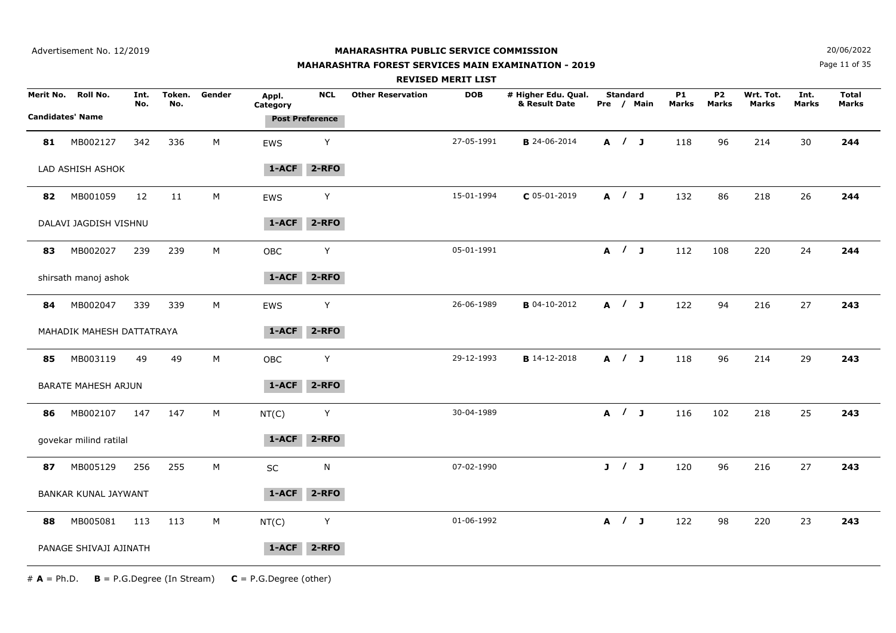Advertisement No. 12/2019

20/06/2022

# MAHARASHTRA PUBLIC SERVICE COMMISSION

## MAHARASHTRA FOREST SERVICES MAIN EXAMINATION - 2019

### REVISED MERIT LIST

| Merit No. | Roll No. | Int. No. | Token. No. | Gender | Appl. Category | NCL | Other Reservation | DOB | # Higher Edu. Qual. & Result Date | Standard Pre / Main | P1 Marks | P2 Marks | Wrt. Tot. Marks | Int. Marks | Total Marks |
|---|---|---|---|---|---|---|---|---|---|---|---|---|---|---|---|
| Candidates' Name | | | | | Post Preference | | | | | | | | | | |
| **81** | MB002127 | 342 | 336 | M | EWS | Y | | 27-05-1991 | **B** 24-06-2014 | **A / J** | 118 | 96 | 214 | 30 | **244** |
| LAD ASHISH ASHOK | | | | | **1-ACF** | **2-RFO** | | | | | | | | | |
| **82** | MB001059 | 12 | 11 | M | EWS | Y | | 15-01-1994 | **C** 05-01-2019 | **A / J** | 132 | 86 | 218 | 26 | **244** |
| DALAVI JAGDISH VISHNU | | | | | **1-ACF** | **2-RFO** | | | | | | | | | |
| **83** | MB002027 | 239 | 239 | M | OBC | Y | | 05-01-1991 | | **A / J** | 112 | 108 | 220 | 24 | **244** |
| shirsath manoj ashok | | | | | **1-ACF** | **2-RFO** | | | | | | | | | |
| **84** | MB002047 | 339 | 339 | M | EWS | Y | | 26-06-1989 | **B** 04-10-2012 | **A / J** | 122 | 94 | 216 | 27 | **243** |
| MAHADIK MAHESH DATTATRAYA | | | | | **1-ACF** | **2-RFO** | | | | | | | | | |
| **85** | MB003119 | 49 | 49 | M | OBC | Y | | 29-12-1993 | **B** 14-12-2018 | **A / J** | 118 | 96 | 214 | 29 | **243** |
| BARATE MAHESH ARJUN | | | | | **1-ACF** | **2-RFO** | | | | | | | | | |
| **86** | MB002107 | 147 | 147 | M | NT(C) | Y | | 30-04-1989 | | **A / J** | 116 | 102 | 218 | 25 | **243** |
| govekar milind ratilal | | | | | **1-ACF** | **2-RFO** | | | | | | | | | |
| **87** | MB005129 | 256 | 255 | M | SC | N | | 07-02-1990 | | **J / J** | 120 | 96 | 216 | 27 | **243** |
| BANKAR KUNAL JAYWANT | | | | | **1-ACF** | **2-RFO** | | | | | | | | | |
| **88** | MB005081 | 113 | 113 | M | NT(C) | Y | | 01-06-1992 | | **A / J** | 122 | 98 | 220 | 23 | **243** |
| PANAGE SHIVAJI AJINATH | | | | | **1-ACF** | **2-RFO** | | | | | | | | | |

# **A** = Ph.D. **B** = P.G.Degree (In Stream) **C** = P.G.Degree (other)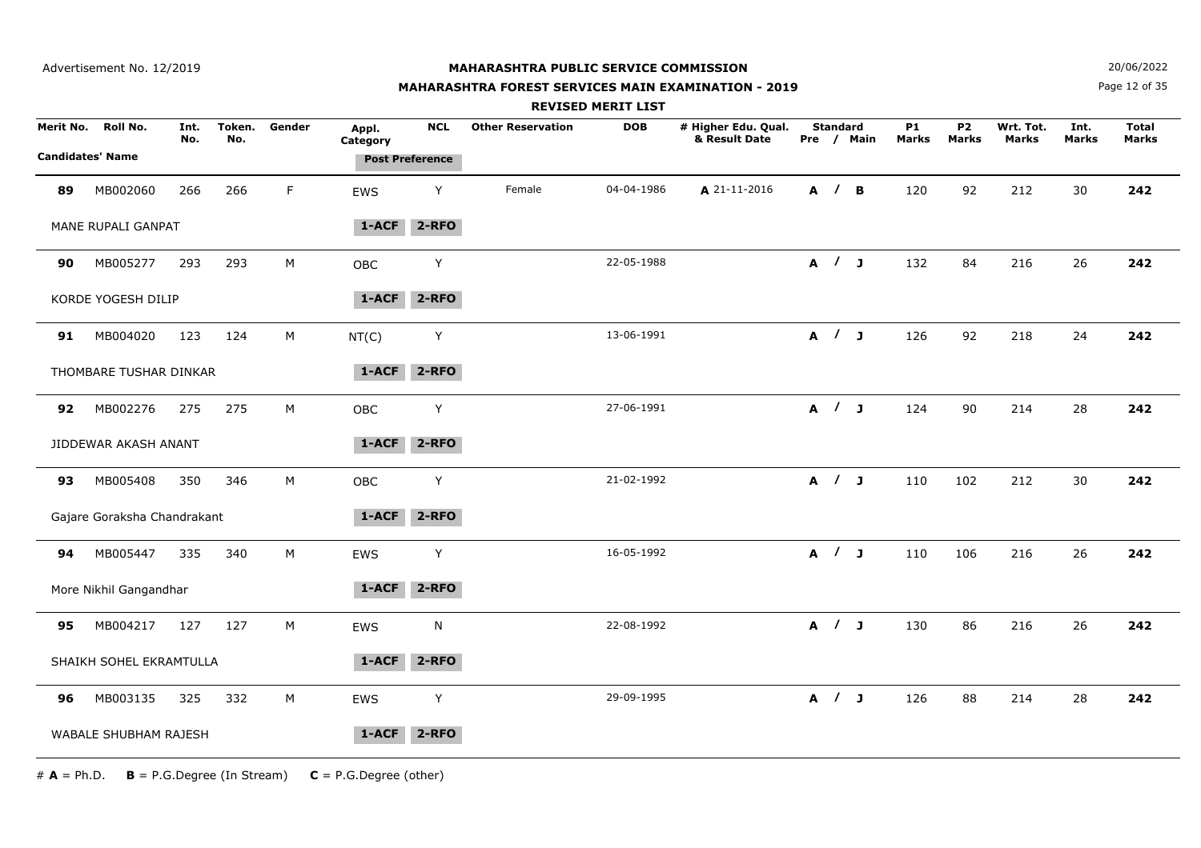Advertisement No. 12/2019

# MAHARASHTRA PUBLIC SERVICE COMMISSION

## MAHARASHTRA FOREST SERVICES MAIN EXAMINATION - 2019

### REVISED MERIT LIST

20/06/2022

| Merit No. | Roll No. | Int. No. | Token. No. | Gender | Appl. Category | NCL | Other Reservation | DOB | # Higher Edu. Qual. & Result Date | Standard Pre / Main | P1 Marks | P2 Marks | Wrt. Tot. Marks | Int. Marks | Total Marks |
|---|---|---|---|---|---|---|---|---|---|---|---|---|---|---|---|
| Candidates' Name | | | | | Post Preference | | | | | | | | | | |
| **89** | MB002060 | 266 | 266 | F | EWS | Y | Female | 04-04-1986 | **A** 21-11-2016 | **A / B** | 120 | 92 | 212 | 30 | **242** |
| MANE RUPALI GANPAT | | | | | 1-ACF | 2-RFO | | | | | | | | | |
| **90** | MB005277 | 293 | 293 | M | OBC | Y | | 22-05-1988 | | **A / J** | 132 | 84 | 216 | 26 | **242** |
| KORDE YOGESH DILIP | | | | | 1-ACF | 2-RFO | | | | | | | | | |
| **91** | MB004020 | 123 | 124 | M | NT(C) | Y | | 13-06-1991 | | **A / J** | 126 | 92 | 218 | 24 | **242** |
| THOMBARE TUSHAR DINKAR | | | | | 1-ACF | 2-RFO | | | | | | | | | |
| **92** | MB002276 | 275 | 275 | M | OBC | Y | | 27-06-1991 | | **A / J** | 124 | 90 | 214 | 28 | **242** |
| JIDDEWAR AKASH ANANT | | | | | 1-ACF | 2-RFO | | | | | | | | | |
| **93** | MB005408 | 350 | 346 | M | OBC | Y | | 21-02-1992 | | **A / J** | 110 | 102 | 212 | 30 | **242** |
| Gajare Goraksha Chandrakant | | | | | 1-ACF | 2-RFO | | | | | | | | | |
| **94** | MB005447 | 335 | 340 | M | EWS | Y | | 16-05-1992 | | **A / J** | 110 | 106 | 216 | 26 | **242** |
| More Nikhil Gangandhar | | | | | 1-ACF | 2-RFO | | | | | | | | | |
| **95** | MB004217 | 127 | 127 | M | EWS | N | | 22-08-1992 | | **A / J** | 130 | 86 | 216 | 26 | **242** |
| SHAIKH SOHEL EKRAMTULLA | | | | | 1-ACF | 2-RFO | | | | | | | | | |
| **96** | MB003135 | 325 | 332 | M | EWS | Y | | 29-09-1995 | | **A / J** | 126 | 88 | 214 | 28 | **242** |
| WABALE SHUBHAM RAJESH | | | | | 1-ACF | 2-RFO | | | | | | | | | |

# **A** = Ph.D. **B** = P.G.Degree (In Stream) **C** = P.G.Degree (other)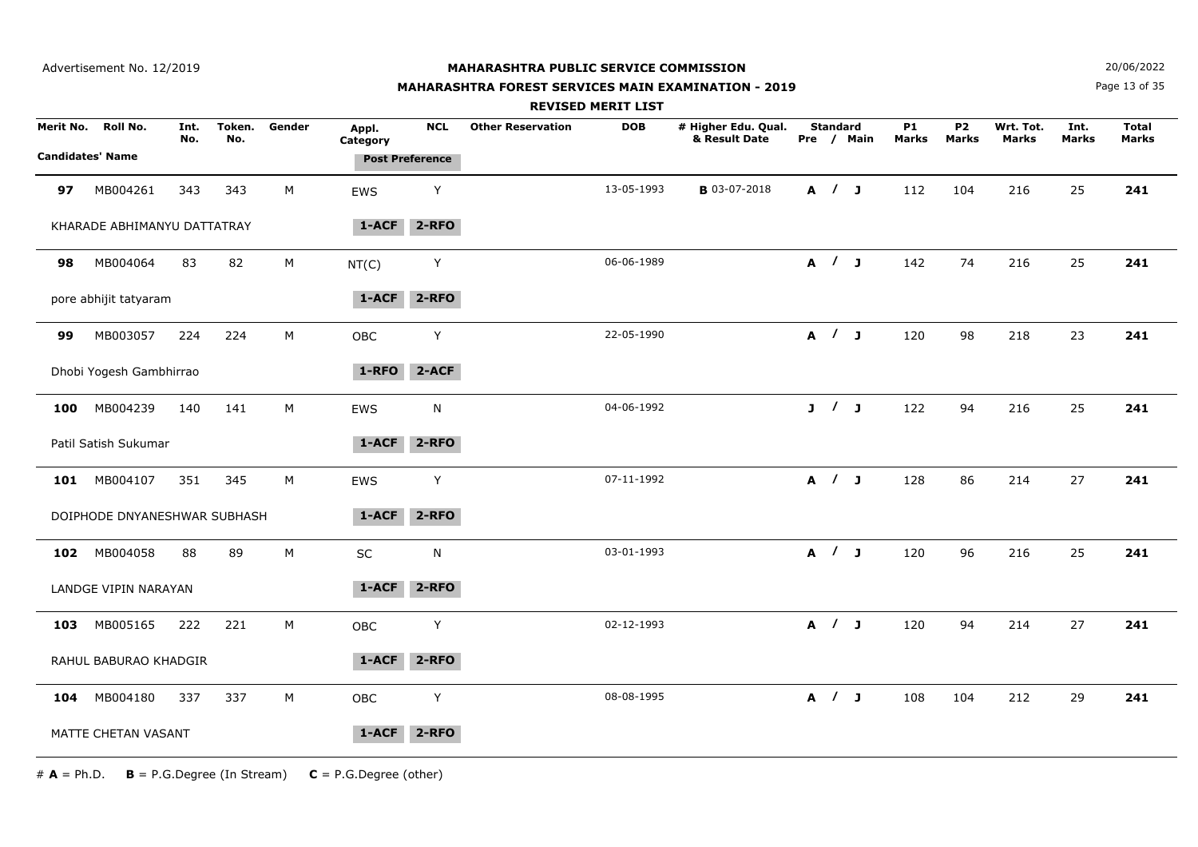Advertisement No. 12/2019

20/06/2022

# MAHARASHTRA PUBLIC SERVICE COMMISSION

## MAHARASHTRA FOREST SERVICES MAIN EXAMINATION - 2019

### REVISED MERIT LIST

| Merit No. | Roll No. | Int. No. | Token. No. | Gender | Appl. Category | NCL | Other Reservation | DOB | # Higher Edu. Qual. & Result Date | Standard Pre / Main | P1 Marks | P2 Marks | Wrt. Tot. Marks | Int. Marks | Total Marks |
|---|---|---|---|---|---|---|---|---|---|---|---|---|---|---|---|
| Candidates' Name | | | | | Post Preference | | | | | | | | | | |
| **97** | MB004261 | 343 | 343 | M | EWS | Y | | 13-05-1993 | **B** 03-07-2018 | **A / J** | 112 | 104 | 216 | 25 | **241** |
| KHARADE ABHIMANYU DATTATRAY | | | | | **1-ACF** | **2-RFO** | | | | | | | | | |
| **98** | MB004064 | 83 | 82 | M | NT(C) | Y | | 06-06-1989 | | **A / J** | 142 | 74 | 216 | 25 | **241** |
| pore abhijit tatyaram | | | | | **1-ACF** | **2-RFO** | | | | | | | | | |
| **99** | MB003057 | 224 | 224 | M | OBC | Y | | 22-05-1990 | | **A / J** | 120 | 98 | 218 | 23 | **241** |
| Dhobi Yogesh Gambhirrao | | | | | **1-RFO** | **2-ACF** | | | | | | | | | |
| **100** | MB004239 | 140 | 141 | M | EWS | N | | 04-06-1992 | | **J / J** | 122 | 94 | 216 | 25 | **241** |
| Patil Satish Sukumar | | | | | **1-ACF** | **2-RFO** | | | | | | | | | |
| **101** | MB004107 | 351 | 345 | M | EWS | Y | | 07-11-1992 | | **A / J** | 128 | 86 | 214 | 27 | **241** |
| DOIPHODE DNYANESHWAR SUBHASH | | | | | **1-ACF** | **2-RFO** | | | | | | | | | |
| **102** | MB004058 | 88 | 89 | M | SC | N | | 03-01-1993 | | **A / J** | 120 | 96 | 216 | 25 | **241** |
| LANDGE VIPIN NARAYAN | | | | | **1-ACF** | **2-RFO** | | | | | | | | | |
| **103** | MB005165 | 222 | 221 | M | OBC | Y | | 02-12-1993 | | **A / J** | 120 | 94 | 214 | 27 | **241** |
| RAHUL BABURAO KHADGIR | | | | | **1-ACF** | **2-RFO** | | | | | | | | | |
| **104** | MB004180 | 337 | 337 | M | OBC | Y | | 08-08-1995 | | **A / J** | 108 | 104 | 212 | 29 | **241** |
| MATTE CHETAN VASANT | | | | | **1-ACF** | **2-RFO** | | | | | | | | | |

\# **A** = Ph.D. **B** = P.G.Degree (In Stream) **C** = P.G.Degree (other)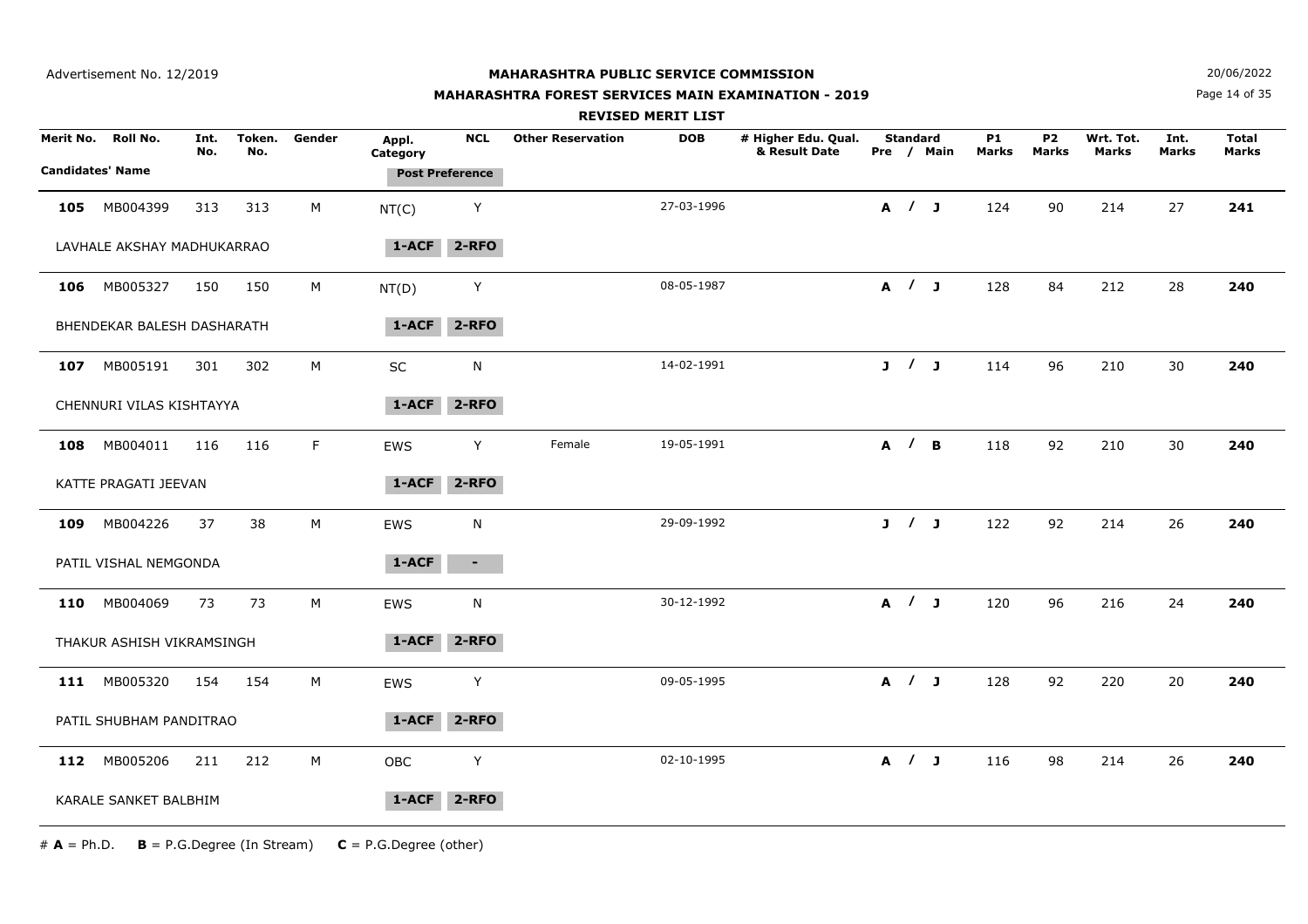Advertisement No. 12/2019

20/06/2022

# MAHARASHTRA PUBLIC SERVICE COMMISSION

## MAHARASHTRA FOREST SERVICES MAIN EXAMINATION - 2019

### REVISED MERIT LIST

| Merit No. | Roll No. | Int. No. | Token. No. | Gender | Appl. Category | NCL | Other Reservation | DOB | # Higher Edu. Qual. & Result Date | Standard Pre / Main | P1 Marks | P2 Marks | Wrt. Tot. Marks | Int. Marks | Total Marks |
|---|---|---|---|---|---|---|---|---|---|---|---|---|---|---|---|
| Candidates' Name | | | | | Post Preference | | | | | | | | | | |
| **105** | MB004399 | 313 | 313 | M | NT(C) | Y | | 27-03-1996 | | **A / J** | 124 | 90 | 214 | 27 | **241** |
| LAVHALE AKSHAY MADHUKARRAO | | | | | **1-ACF** | **2-RFO** | | | | | | | | | |
| **106** | MB005327 | 150 | 150 | M | NT(D) | Y | | 08-05-1987 | | **A / J** | 128 | 84 | 212 | 28 | **240** |
| BHENDEKAR BALESH DASHARATH | | | | | **1-ACF** | **2-RFO** | | | | | | | | | |
| **107** | MB005191 | 301 | 302 | M | SC | N | | 14-02-1991 | | **J / J** | 114 | 96 | 210 | 30 | **240** |
| CHENNURI VILAS KISHTAYYA | | | | | **1-ACF** | **2-RFO** | | | | | | | | | |
| **108** | MB004011 | 116 | 116 | F | EWS | Y | Female | 19-05-1991 | | **A / B** | 118 | 92 | 210 | 30 | **240** |
| KATTE PRAGATI JEEVAN | | | | | **1-ACF** | **2-RFO** | | | | | | | | | |
| **109** | MB004226 | 37 | 38 | M | EWS | N | | 29-09-1992 | | **J / J** | 122 | 92 | 214 | 26 | **240** |
| PATIL VISHAL NEMGONDA | | | | | **1-ACF** | **-** | | | | | | | | | |
| **110** | MB004069 | 73 | 73 | M | EWS | N | | 30-12-1992 | | **A / J** | 120 | 96 | 216 | 24 | **240** |
| THAKUR ASHISH VIKRAMSINGH | | | | | **1-ACF** | **2-RFO** | | | | | | | | | |
| **111** | MB005320 | 154 | 154 | M | EWS | Y | | 09-05-1995 | | **A / J** | 128 | 92 | 220 | 20 | **240** |
| PATIL SHUBHAM PANDITRAO | | | | | **1-ACF** | **2-RFO** | | | | | | | | | |
| **112** | MB005206 | 211 | 212 | M | OBC | Y | | 02-10-1995 | | **A / J** | 116 | 98 | 214 | 26 | **240** |
| KARALE SANKET BALBHIM | | | | | **1-ACF** | **2-RFO** | | | | | | | | | |

# **A** = Ph.D.  **B** = P.G.Degree (In Stream)  **C** = P.G.Degree (other)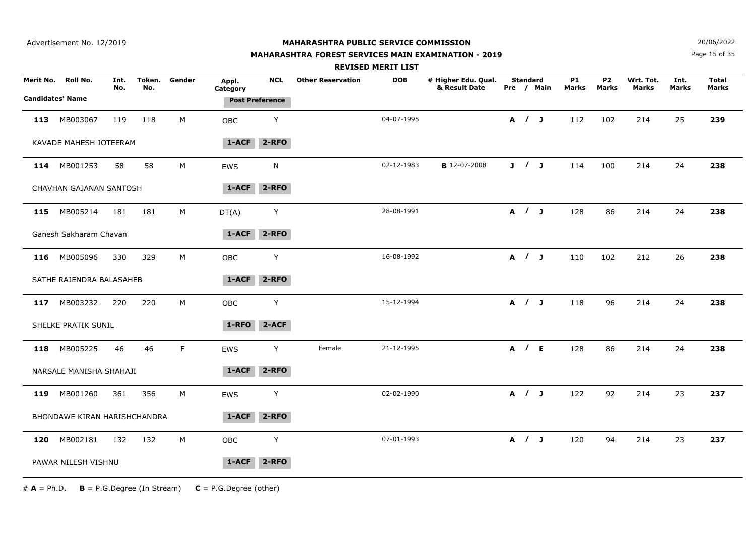Advertisement No. 12/2019

# MAHARASHTRA PUBLIC SERVICE COMMISSION

## MAHARASHTRA FOREST SERVICES MAIN EXAMINATION - 2019

### REVISED MERIT LIST

20/06/2022

| Merit No. | Roll No. | Int. No. | Token. No. | Gender | Appl. Category | NCL | Other Reservation | DOB | # Higher Edu. Qual. & Result Date | Standard Pre / Main | P1 Marks | P2 Marks | Wrt. Tot. Marks | Int. Marks | Total Marks |
|---|---|---|---|---|---|---|---|---|---|---|---|---|---|---|---|
| Candidates' Name | | | | | Post Preference | | | | | | | | | | |
| **113** | MB003067 | 119 | 118 | M | OBC | Y | | 04-07-1995 | | **A / J** | 112 | 102 | 214 | 25 | **239** |
| KAVADE MAHESH JOTEERAM | | | | | **1-ACF** | **2-RFO** | | | | | | | | | |
| **114** | MB001253 | 58 | 58 | M | EWS | N | | 02-12-1983 | **B** 12-07-2008 | **J / J** | 114 | 100 | 214 | 24 | **238** |
| CHAVHAN GAJANAN SANTOSH | | | | | **1-ACF** | **2-RFO** | | | | | | | | | |
| **115** | MB005214 | 181 | 181 | M | DT(A) | Y | | 28-08-1991 | | **A / J** | 128 | 86 | 214 | 24 | **238** |
| Ganesh Sakharam Chavan | | | | | **1-ACF** | **2-RFO** | | | | | | | | | |
| **116** | MB005096 | 330 | 329 | M | OBC | Y | | 16-08-1992 | | **A / J** | 110 | 102 | 212 | 26 | **238** |
| SATHE RAJENDRA BALASAHEB | | | | | **1-ACF** | **2-RFO** | | | | | | | | | |
| **117** | MB003232 | 220 | 220 | M | OBC | Y | | 15-12-1994 | | **A / J** | 118 | 96 | 214 | 24 | **238** |
| SHELKE PRATIK SUNIL | | | | | **1-RFO** | **2-ACF** | | | | | | | | | |
| **118** | MB005225 | 46 | 46 | F | EWS | Y | Female | 21-12-1995 | | **A / E** | 128 | 86 | 214 | 24 | **238** |
| NARSALE MANISHA SHAHAJI | | | | | **1-ACF** | **2-RFO** | | | | | | | | | |
| **119** | MB001260 | 361 | 356 | M | EWS | Y | | 02-02-1990 | | **A / J** | 122 | 92 | 214 | 23 | **237** |
| BHONDAWE KIRAN HARISHCHANDRA | | | | | **1-ACF** | **2-RFO** | | | | | | | | | |
| **120** | MB002181 | 132 | 132 | M | OBC | Y | | 07-01-1993 | | **A / J** | 120 | 94 | 214 | 23 | **237** |
| PAWAR NILESH VISHNU | | | | | **1-ACF** | **2-RFO** | | | | | | | | | |

# **A** = Ph.D. **B** = P.G.Degree (In Stream) **C** = P.G.Degree (other)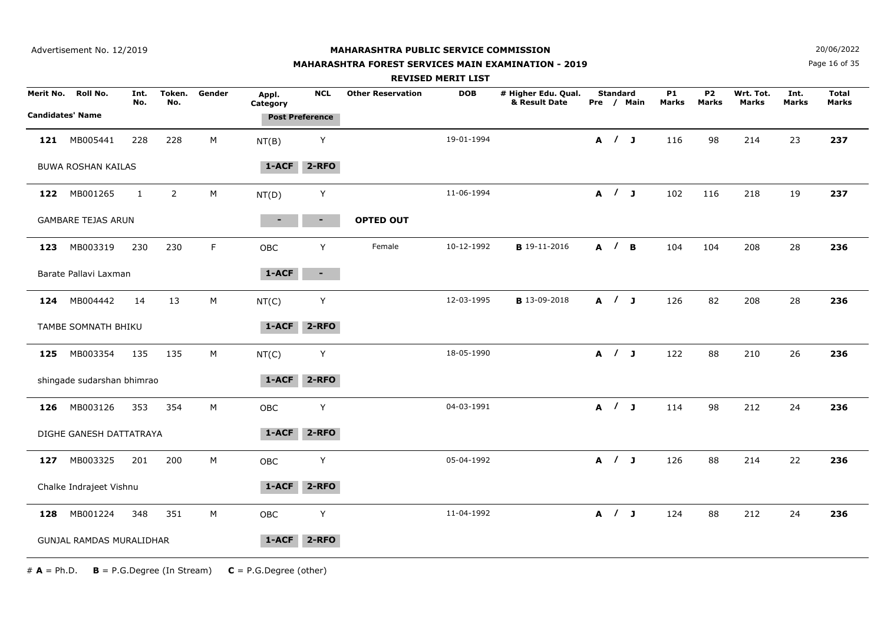Advertisement No. 12/2019

**MAHARASHTRA PUBLIC SERVICE COMMISSION**

**MAHARASHTRA FOREST SERVICES MAIN EXAMINATION - 2019**

**REVISED MERIT LIST**

20/06/2022

| Merit No. | Roll No. | Int. No. | Token. No. | Gender | Appl. Category | NCL | Other Reservation | DOB | # Higher Edu. Qual. & Result Date | Standard Pre / Main | P1 Marks | P2 Marks | Wrt. Tot. Marks | Int. Marks | Total Marks |
|---|---|---|---|---|---|---|---|---|---|---|---|---|---|---|---|
| Candidates' Name | | | | | Post Preference | | | | | | | | | | |
| **121** | MB005441 | 228 | 228 | M | NT(B) | Y | | 19-01-1994 | | A / J | 116 | 98 | 214 | 23 | **237** |
| BUWA ROSHAN KAILAS | | | | | 1-ACF | 2-RFO | | | | | | | | | |
| **122** | MB001265 | 1 | 2 | M | NT(D) | Y | | 11-06-1994 | | A / J | 102 | 116 | 218 | 19 | **237** |
| GAMBARE TEJAS ARUN | | | | | - | - | **OPTED OUT** | | | | | | | | |
| **123** | MB003319 | 230 | 230 | F | OBC | Y | Female | 10-12-1992 | **B** 19-11-2016 | A / B | 104 | 104 | 208 | 28 | **236** |
| Barate Pallavi Laxman | | | | | 1-ACF | - | | | | | | | | | |
| **124** | MB004442 | 14 | 13 | M | NT(C) | Y | | 12-03-1995 | **B** 13-09-2018 | A / J | 126 | 82 | 208 | 28 | **236** |
| TAMBE SOMNATH BHIKU | | | | | 1-ACF | 2-RFO | | | | | | | | | |
| **125** | MB003354 | 135 | 135 | M | NT(C) | Y | | 18-05-1990 | | A / J | 122 | 88 | 210 | 26 | **236** |
| shingade sudarshan bhimrao | | | | | 1-ACF | 2-RFO | | | | | | | | | |
| **126** | MB003126 | 353 | 354 | M | OBC | Y | | 04-03-1991 | | A / J | 114 | 98 | 212 | 24 | **236** |
| DIGHE GANESH DATTATRAYA | | | | | 1-ACF | 2-RFO | | | | | | | | | |
| **127** | MB003325 | 201 | 200 | M | OBC | Y | | 05-04-1992 | | A / J | 126 | 88 | 214 | 22 | **236** |
| Chalke Indrajeet Vishnu | | | | | 1-ACF | 2-RFO | | | | | | | | | |
| **128** | MB001224 | 348 | 351 | M | OBC | Y | | 11-04-1992 | | A / J | 124 | 88 | 212 | 24 | **236** |
| GUNJAL RAMDAS MURALIDHAR | | | | | 1-ACF | 2-RFO | | | | | | | | | |

\# **A** = Ph.D.    **B** = P.G.Degree (In Stream)    **C** = P.G.Degree (other)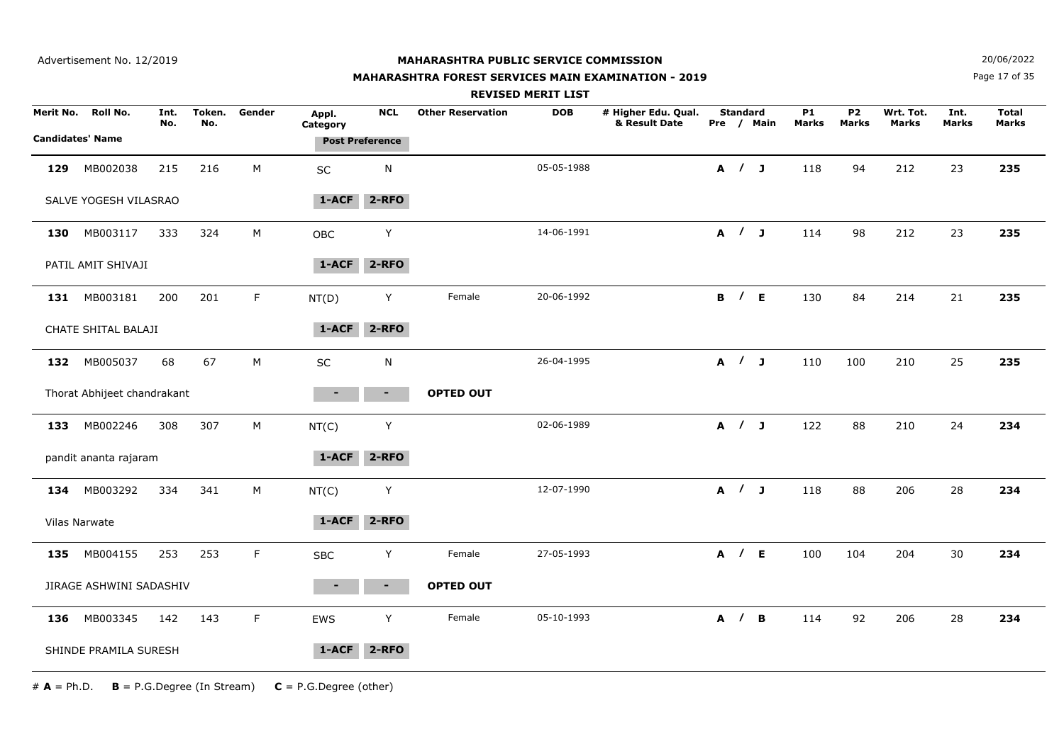Advertisement No. 12/2019

**MAHARASHTRA PUBLIC SERVICE COMMISSION**

**MAHARASHTRA FOREST SERVICES MAIN EXAMINATION - 2019**

**REVISED MERIT LIST**

20/06/2022

| Merit No. | Roll No. | Int. No. | Token. No. | Gender | Appl. Category | NCL | Other Reservation | DOB | # Higher Edu. Qual. & Result Date | Standard Pre / Main | P1 Marks | P2 Marks | Wrt. Tot. Marks | Int. Marks | Total Marks |
|---|---|---|---|---|---|---|---|---|---|---|---|---|---|---|---|
| Candidates' Name | | | | | Post Preference | | | | | | | | | | |
| **129** | MB002038 | 215 | 216 | M | SC | N | | 05-05-1988 | | **A / J** | 118 | 94 | 212 | 23 | **235** |
| SALVE YOGESH VILASRAO | | | | | **1-ACF** | **2-RFO** | | | | | | | | | |
| **130** | MB003117 | 333 | 324 | M | OBC | Y | | 14-06-1991 | | **A / J** | 114 | 98 | 212 | 23 | **235** |
| PATIL AMIT SHIVAJI | | | | | **1-ACF** | **2-RFO** | | | | | | | | | |
| **131** | MB003181 | 200 | 201 | F | NT(D) | Y | Female | 20-06-1992 | | **B / E** | 130 | 84 | 214 | 21 | **235** |
| CHATE SHITAL BALAJI | | | | | **1-ACF** | **2-RFO** | | | | | | | | | |
| **132** | MB005037 | 68 | 67 | M | SC | N | | 26-04-1995 | | **A / J** | 110 | 100 | 210 | 25 | **235** |
| Thorat Abhijeet chandrakant | | | | | - | - | **OPTED OUT** | | | | | | | | |
| **133** | MB002246 | 308 | 307 | M | NT(C) | Y | | 02-06-1989 | | **A / J** | 122 | 88 | 210 | 24 | **234** |
| pandit ananta rajaram | | | | | **1-ACF** | **2-RFO** | | | | | | | | | |
| **134** | MB003292 | 334 | 341 | M | NT(C) | Y | | 12-07-1990 | | **A / J** | 118 | 88 | 206 | 28 | **234** |
| Vilas Narwate | | | | | **1-ACF** | **2-RFO** | | | | | | | | | |
| **135** | MB004155 | 253 | 253 | F | SBC | Y | Female | 27-05-1993 | | **A / E** | 100 | 104 | 204 | 30 | **234** |
| JIRAGE ASHWINI SADASHIV | | | | | - | - | **OPTED OUT** | | | | | | | | |
| **136** | MB003345 | 142 | 143 | F | EWS | Y | Female | 05-10-1993 | | **A / B** | 114 | 92 | 206 | 28 | **234** |
| SHINDE PRAMILA SURESH | | | | | **1-ACF** | **2-RFO** | | | | | | | | | |

# **A** = Ph.D. **B** = P.G.Degree (In Stream) **C** = P.G.Degree (other)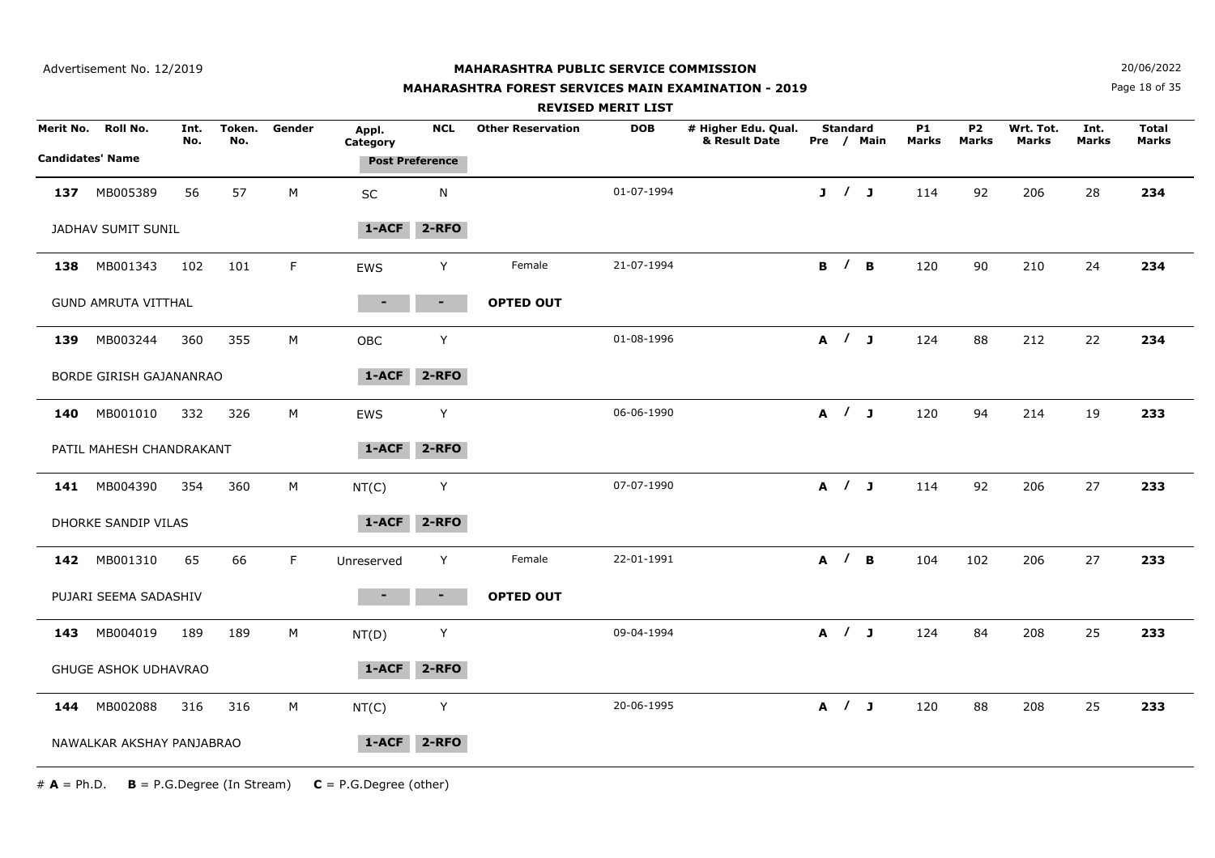Advertisement No. 12/2019

**MAHARASHTRA PUBLIC SERVICE COMMISSION**

**MAHARASHTRA FOREST SERVICES MAIN EXAMINATION - 2019**

**REVISED MERIT LIST**

20/06/2022

| Merit No. | Roll No. | Int. No. | Token. No. | Gender | Appl. Category | NCL | Other Reservation | DOB | # Higher Edu. Qual. & Result Date | Standard Pre / Main | P1 Marks | P2 Marks | Wrt. Tot. Marks | Int. Marks | Total Marks |
|---|---|---|---|---|---|---|---|---|---|---|---|---|---|---|---|
| Candidates' Name | | | | | Post Preference | | | | | | | | | | |
| **137** | MB005389 | 56 | 57 | M | SC | N | | 01-07-1994 | | J / J | 114 | 92 | 206 | 28 | **234** |
| JADHAV SUMIT SUNIL | | | | | 1-ACF | 2-RFO | | | | | | | | | |
| **138** | MB001343 | 102 | 101 | F | EWS | Y | Female | 21-07-1994 | | B / B | 120 | 90 | 210 | 24 | **234** |
| GUND AMRUTA VITTHAL | | | | | - | - | **OPTED OUT** | | | | | | | | |
| **139** | MB003244 | 360 | 355 | M | OBC | Y | | 01-08-1996 | | A / J | 124 | 88 | 212 | 22 | **234** |
| BORDE GIRISH GAJANANRAO | | | | | 1-ACF | 2-RFO | | | | | | | | | |
| **140** | MB001010 | 332 | 326 | M | EWS | Y | | 06-06-1990 | | A / J | 120 | 94 | 214 | 19 | **233** |
| PATIL MAHESH CHANDRAKANT | | | | | 1-ACF | 2-RFO | | | | | | | | | |
| **141** | MB004390 | 354 | 360 | M | NT(C) | Y | | 07-07-1990 | | A / J | 114 | 92 | 206 | 27 | **233** |
| DHORKE SANDIP VILAS | | | | | 1-ACF | 2-RFO | | | | | | | | | |
| **142** | MB001310 | 65 | 66 | F | Unreserved | Y | Female | 22-01-1991 | | A / B | 104 | 102 | 206 | 27 | **233** |
| PUJARI SEEMA SADASHIV | | | | | - | - | **OPTED OUT** | | | | | | | | |
| **143** | MB004019 | 189 | 189 | M | NT(D) | Y | | 09-04-1994 | | A / J | 124 | 84 | 208 | 25 | **233** |
| GHUGE ASHOK UDHAVRAO | | | | | 1-ACF | 2-RFO | | | | | | | | | |
| **144** | MB002088 | 316 | 316 | M | NT(C) | Y | | 20-06-1995 | | A / J | 120 | 88 | 208 | 25 | **233** |
| NAWALKAR AKSHAY PANJABRAO | | | | | 1-ACF | 2-RFO | | | | | | | | | |

# **A** = Ph.D. **B** = P.G.Degree (In Stream) **C** = P.G.Degree (other)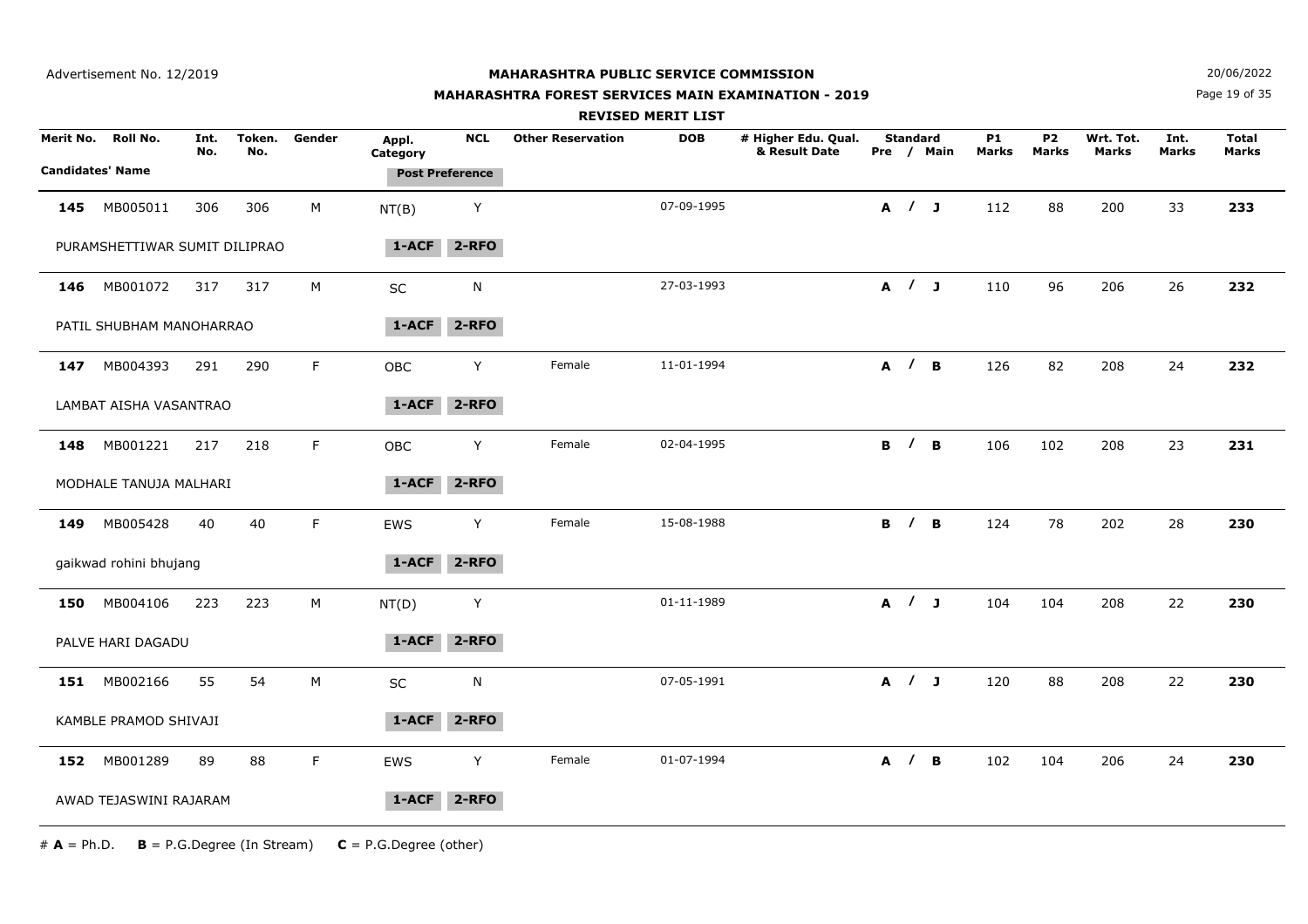Advertisement No. 12/2019

# MAHARASHTRA PUBLIC SERVICE COMMISSION

## MAHARASHTRA FOREST SERVICES MAIN EXAMINATION - 2019

### REVISED MERIT LIST

20/06/2022

| Merit No. | Roll No. | Int. No. | Token. No. | Gender | Appl. Category | NCL | Other Reservation | DOB | # Higher Edu. Qual. & Result Date | Standard Pre / Main | P1 Marks | P2 Marks | Wrt. Tot. Marks | Int. Marks | Total Marks |
|---|---|---|---|---|---|---|---|---|---|---|---|---|---|---|---|
| Candidates' Name | | | | | Post Preference | | | | | | | | | | |
| **145** | MB005011 | 306 | 306 | M | NT(B) | Y | | 07-09-1995 | | A / J | 112 | 88 | 200 | 33 | **233** |
| PURAMSHETTIWAR SUMIT DILIPRAO | | | | | 1-ACF | 2-RFO | | | | | | | | | |
| **146** | MB001072 | 317 | 317 | M | SC | N | | 27-03-1993 | | A / J | 110 | 96 | 206 | 26 | **232** |
| PATIL SHUBHAM MANOHARRAO | | | | | 1-ACF | 2-RFO | | | | | | | | | |
| **147** | MB004393 | 291 | 290 | F | OBC | Y | Female | 11-01-1994 | | A / B | 126 | 82 | 208 | 24 | **232** |
| LAMBAT AISHA VASANTRAO | | | | | 1-ACF | 2-RFO | | | | | | | | | |
| **148** | MB001221 | 217 | 218 | F | OBC | Y | Female | 02-04-1995 | | B / B | 106 | 102 | 208 | 23 | **231** |
| MODHALE TANUJA MALHARI | | | | | 1-ACF | 2-RFO | | | | | | | | | |
| **149** | MB005428 | 40 | 40 | F | EWS | Y | Female | 15-08-1988 | | B / B | 124 | 78 | 202 | 28 | **230** |
| gaikwad rohini bhujang | | | | | 1-ACF | 2-RFO | | | | | | | | | |
| **150** | MB004106 | 223 | 223 | M | NT(D) | Y | | 01-11-1989 | | A / J | 104 | 104 | 208 | 22 | **230** |
| PALVE HARI DAGADU | | | | | 1-ACF | 2-RFO | | | | | | | | | |
| **151** | MB002166 | 55 | 54 | M | SC | N | | 07-05-1991 | | A / J | 120 | 88 | 208 | 22 | **230** |
| KAMBLE PRAMOD SHIVAJI | | | | | 1-ACF | 2-RFO | | | | | | | | | |
| **152** | MB001289 | 89 | 88 | F | EWS | Y | Female | 01-07-1994 | | A / B | 102 | 104 | 206 | 24 | **230** |
| AWAD TEJASWINI RAJARAM | | | | | 1-ACF | 2-RFO | | | | | | | | | |

\# **A** = Ph.D.  **B** = P.G.Degree (In Stream)  **C** = P.G.Degree (other)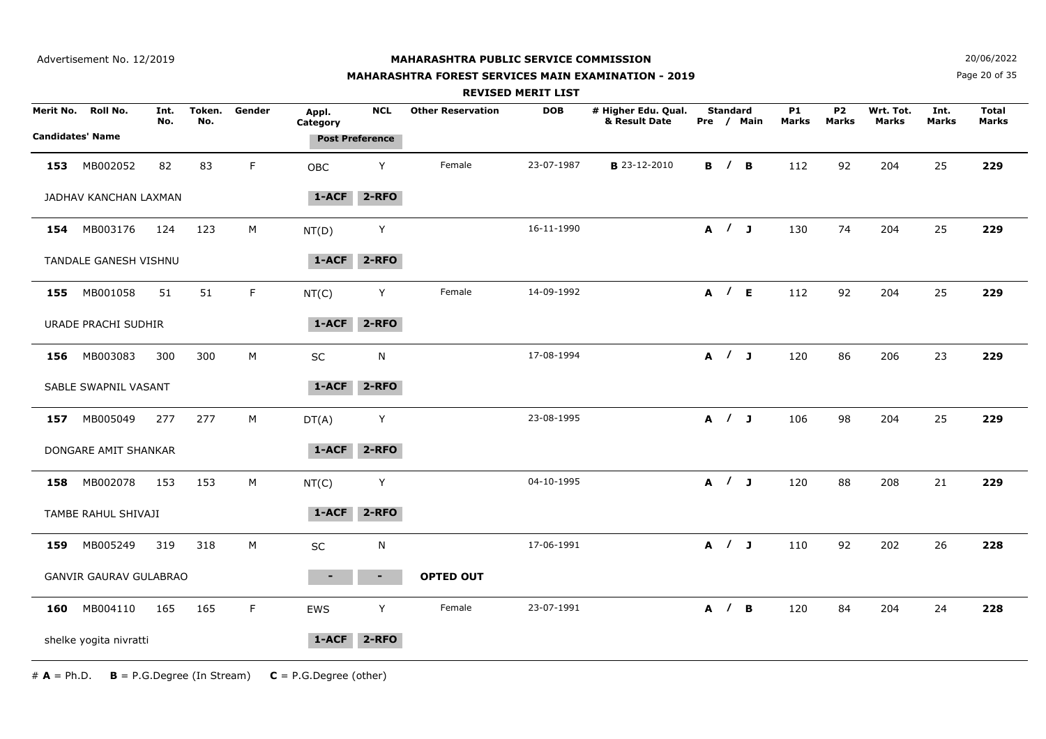Advertisement No. 12/2019

# MAHARASHTRA PUBLIC SERVICE COMMISSION

## MAHARASHTRA FOREST SERVICES MAIN EXAMINATION - 2019

### REVISED MERIT LIST

20/06/2022

| Merit No. | Roll No. | Int. No. | Token. No. | Gender | Appl. Category | NCL | Other Reservation | DOB | # Higher Edu. Qual. & Result Date | Standard Pre / Main | P1 Marks | P2 Marks | Wrt. Tot. Marks | Int. Marks | Total Marks |
|---|---|---|---|---|---|---|---|---|---|---|---|---|---|---|---|
| Candidates' Name | | | | | Post Preference | | | | | | | | | | |
| **153** | MB002052 | 82 | 83 | F | OBC | Y | Female | 23-07-1987 | **B** 23-12-2010 | **B / B** | 112 | 92 | 204 | 25 | **229** |
| JADHAV KANCHAN LAXMAN | | | | | 1-ACF | 2-RFO | | | | | | | | | |
| **154** | MB003176 | 124 | 123 | M | NT(D) | Y | | 16-11-1990 | | **A / J** | 130 | 74 | 204 | 25 | **229** |
| TANDALE GANESH VISHNU | | | | | 1-ACF | 2-RFO | | | | | | | | | |
| **155** | MB001058 | 51 | 51 | F | NT(C) | Y | Female | 14-09-1992 | | **A / E** | 112 | 92 | 204 | 25 | **229** |
| URADE PRACHI SUDHIR | | | | | 1-ACF | 2-RFO | | | | | | | | | |
| **156** | MB003083 | 300 | 300 | M | SC | N | | 17-08-1994 | | **A / J** | 120 | 86 | 206 | 23 | **229** |
| SABLE SWAPNIL VASANT | | | | | 1-ACF | 2-RFO | | | | | | | | | |
| **157** | MB005049 | 277 | 277 | M | DT(A) | Y | | 23-08-1995 | | **A / J** | 106 | 98 | 204 | 25 | **229** |
| DONGARE AMIT SHANKAR | | | | | 1-ACF | 2-RFO | | | | | | | | | |
| **158** | MB002078 | 153 | 153 | M | NT(C) | Y | | 04-10-1995 | | **A / J** | 120 | 88 | 208 | 21 | **229** |
| TAMBE RAHUL SHIVAJI | | | | | 1-ACF | 2-RFO | | | | | | | | | |
| **159** | MB005249 | 319 | 318 | M | SC | N | | 17-06-1991 | | **A / J** | 110 | 92 | 202 | 26 | **228** |
| GANVIR GAURAV GULABRAO | | | | | - | - | **OPTED OUT** | | | | | | | | |
| **160** | MB004110 | 165 | 165 | F | EWS | Y | Female | 23-07-1991 | | **A / B** | 120 | 84 | 204 | 24 | **228** |
| shelke yogita nivratti | | | | | 1-ACF | 2-RFO | | | | | | | | | |

# **A** = Ph.D. **B** = P.G.Degree (In Stream) **C** = P.G.Degree (other)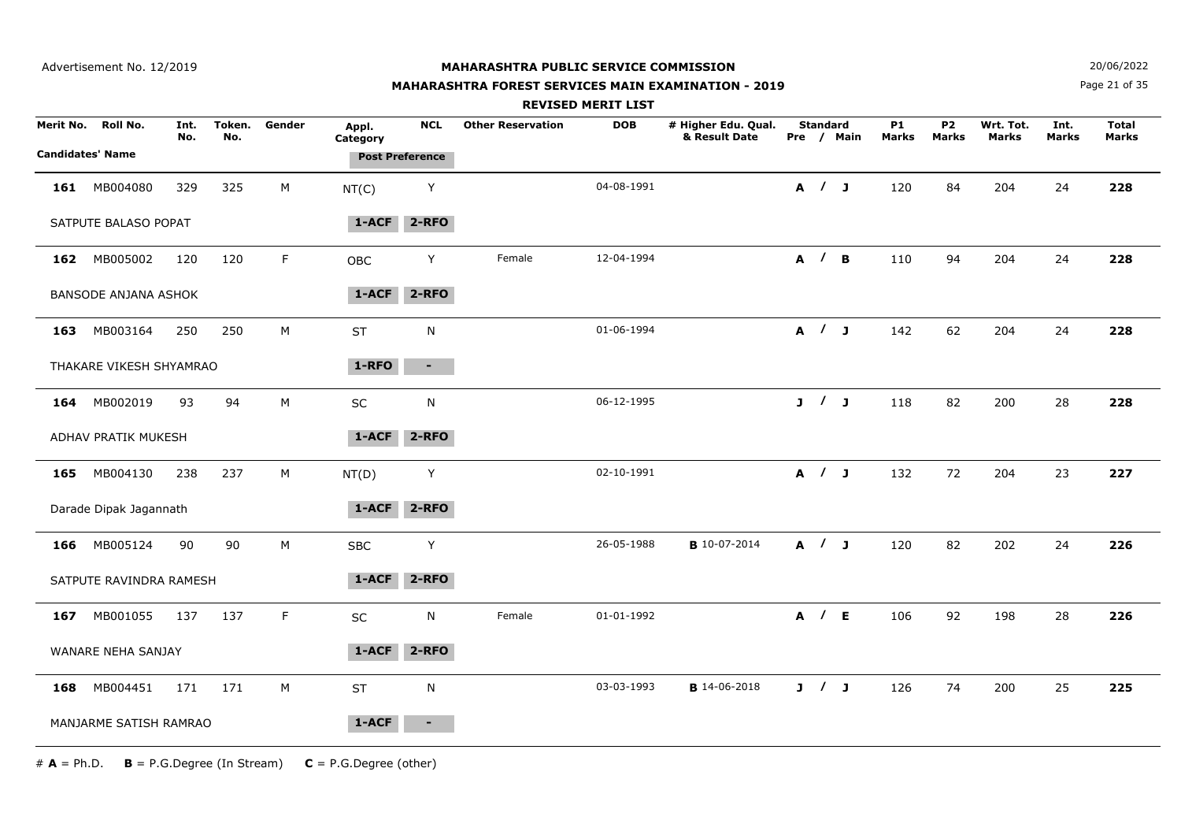Advertisement No. 12/2019

**MAHARASHTRA PUBLIC SERVICE COMMISSION**

**MAHARASHTRA FOREST SERVICES MAIN EXAMINATION - 2019**

**REVISED MERIT LIST**

20/06/2022

| Merit No. | Roll No. | Int. No. | Token. No. | Gender | Appl. Category | NCL | Other Reservation | DOB | # Higher Edu. Qual. & Result Date | Standard Pre / Main | P1 Marks | P2 Marks | Wrt. Tot. Marks | Int. Marks | Total Marks |
|---|---|---|---|---|---|---|---|---|---|---|---|---|---|---|---|
| Candidates' Name | | | | | Post Preference | | | | | | | | | | |
| **161** | MB004080 | 329 | 325 | M | NT(C) | Y | | 04-08-1991 | | **A / J** | 120 | 84 | 204 | 24 | **228** |
| SATPUTE BALASO POPAT | | | | | 1-ACF | 2-RFO | | | | | | | | | |
| **162** | MB005002 | 120 | 120 | F | OBC | Y | Female | 12-04-1994 | | **A / B** | 110 | 94 | 204 | 24 | **228** |
| BANSODE ANJANA ASHOK | | | | | 1-ACF | 2-RFO | | | | | | | | | |
| **163** | MB003164 | 250 | 250 | M | ST | N | | 01-06-1994 | | **A / J** | 142 | 62 | 204 | 24 | **228** |
| THAKARE VIKESH SHYAMRAO | | | | | 1-RFO | - | | | | | | | | | |
| **164** | MB002019 | 93 | 94 | M | SC | N | | 06-12-1995 | | **J / J** | 118 | 82 | 200 | 28 | **228** |
| ADHAV PRATIK MUKESH | | | | | 1-ACF | 2-RFO | | | | | | | | | |
| **165** | MB004130 | 238 | 237 | M | NT(D) | Y | | 02-10-1991 | | **A / J** | 132 | 72 | 204 | 23 | **227** |
| Darade Dipak Jagannath | | | | | 1-ACF | 2-RFO | | | | | | | | | |
| **166** | MB005124 | 90 | 90 | M | SBC | Y | | 26-05-1988 | **B** 10-07-2014 | **A / J** | 120 | 82 | 202 | 24 | **226** |
| SATPUTE RAVINDRA RAMESH | | | | | 1-ACF | 2-RFO | | | | | | | | | |
| **167** | MB001055 | 137 | 137 | F | SC | N | Female | 01-01-1992 | | **A / E** | 106 | 92 | 198 | 28 | **226** |
| WANARE NEHA SANJAY | | | | | 1-ACF | 2-RFO | | | | | | | | | |
| **168** | MB004451 | 171 | 171 | M | ST | N | | 03-03-1993 | **B** 14-06-2018 | **J / J** | 126 | 74 | 200 | 25 | **225** |
| MANJARME SATISH RAMRAO | | | | | 1-ACF | - | | | | | | | | | |

# **A** = Ph.D. **B** = P.G.Degree (In Stream) **C** = P.G.Degree (other)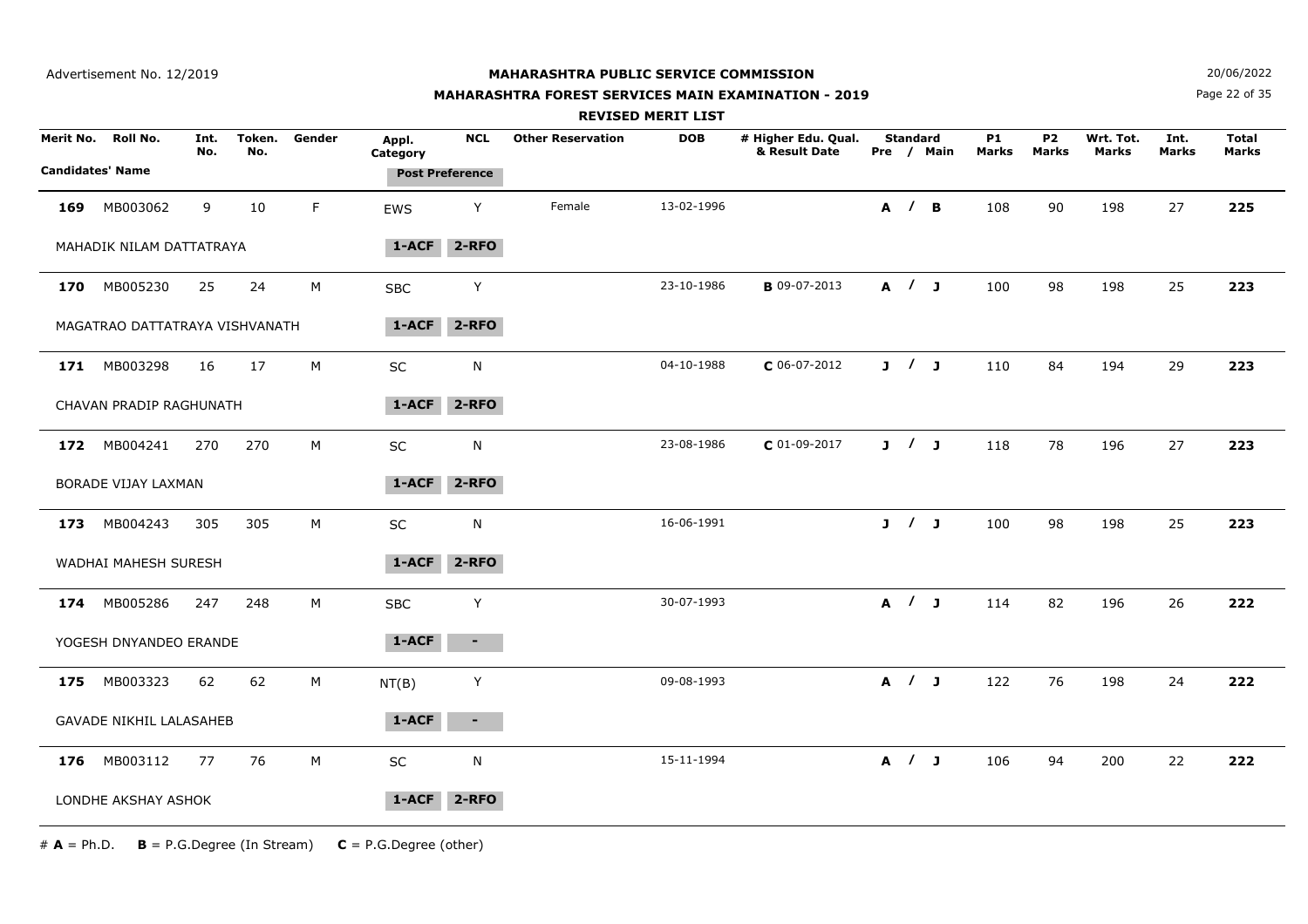**MAHARASHTRA PUBLIC SERVICE COMMISSION**

**MAHARASHTRA FOREST SERVICES MAIN EXAMINATION - 2019**

**REVISED MERIT LIST**

Advertisement No. 12/2019

20/06/2022

| Merit No. | Roll No. | Int. No. | Token. No. | Gender | Appl. Category | NCL | Other Reservation | DOB | # Higher Edu. Qual. & Result Date | Standard Pre / Main | P1 Marks | P2 Marks | Wrt. Tot. Marks | Int. Marks | Total Marks |
|---|---|---|---|---|---|---|---|---|---|---|---|---|---|---|---|
| Candidates' Name | | | | | Post Preference | | | | | | | | | | |
| **169** | MB003062 | 9 | 10 | F | EWS | Y | Female | 13-02-1996 | | **A / B** | 108 | 90 | 198 | 27 | **225** |
| MAHADIK NILAM DATTATRAYA | | | | | **1-ACF** | **2-RFO** | | | | | | | | | |
| **170** | MB005230 | 25 | 24 | M | SBC | Y | | 23-10-1986 | **B** 09-07-2013 | **A / J** | 100 | 98 | 198 | 25 | **223** |
| MAGATRAO DATTATRAYA VISHVANATH | | | | | **1-ACF** | **2-RFO** | | | | | | | | | |
| **171** | MB003298 | 16 | 17 | M | SC | N | | 04-10-1988 | **C** 06-07-2012 | **J / J** | 110 | 84 | 194 | 29 | **223** |
| CHAVAN PRADIP RAGHUNATH | | | | | **1-ACF** | **2-RFO** | | | | | | | | | |
| **172** | MB004241 | 270 | 270 | M | SC | N | | 23-08-1986 | **C** 01-09-2017 | **J / J** | 118 | 78 | 196 | 27 | **223** |
| BORADE VIJAY LAXMAN | | | | | **1-ACF** | **2-RFO** | | | | | | | | | |
| **173** | MB004243 | 305 | 305 | M | SC | N | | 16-06-1991 | | **J / J** | 100 | 98 | 198 | 25 | **223** |
| WADHAI MAHESH SURESH | | | | | **1-ACF** | **2-RFO** | | | | | | | | | |
| **174** | MB005286 | 247 | 248 | M | SBC | Y | | 30-07-1993 | | **A / J** | 114 | 82 | 196 | 26 | **222** |
| YOGESH DNYANDEO ERANDE | | | | | **1-ACF** | **-** | | | | | | | | | |
| **175** | MB003323 | 62 | 62 | M | NT(B) | Y | | 09-08-1993 | | **A / J** | 122 | 76 | 198 | 24 | **222** |
| GAVADE NIKHIL LALASAHEB | | | | | **1-ACF** | **-** | | | | | | | | | |
| **176** | MB003112 | 77 | 76 | M | SC | N | | 15-11-1994 | | **A / J** | 106 | 94 | 200 | 22 | **222** |
| LONDHE AKSHAY ASHOK | | | | | **1-ACF** | **2-RFO** | | | | | | | | | |

\# **A** = Ph.D. **B** = P.G.Degree (In Stream) **C** = P.G.Degree (other)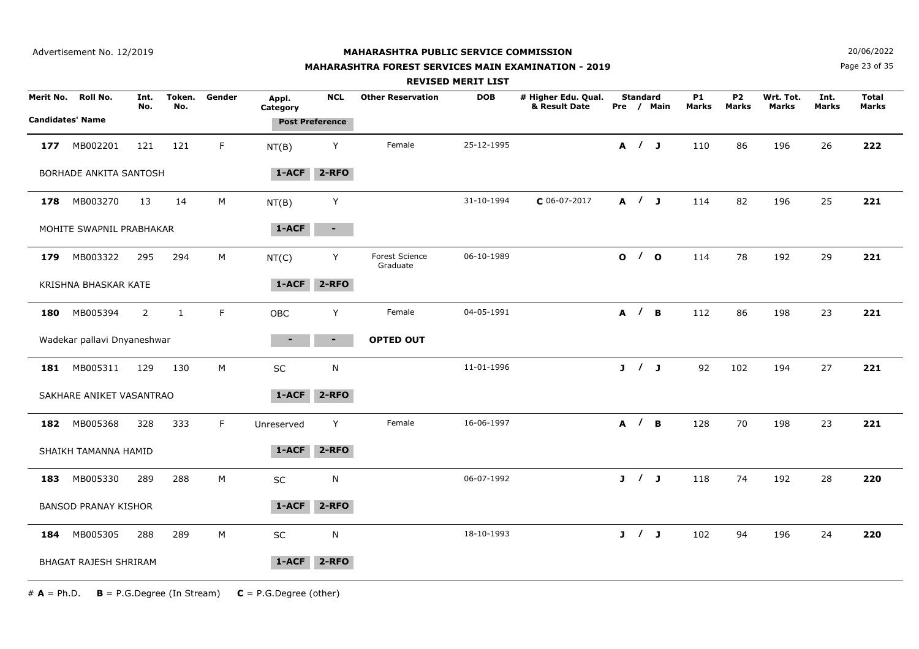Advertisement No. 12/2019

**MAHARASHTRA PUBLIC SERVICE COMMISSION**

**MAHARASHTRA FOREST SERVICES MAIN EXAMINATION - 2019**

**REVISED MERIT LIST**

20/06/2022

| Merit No. | Roll No. | Int. No. | Token. No. | Gender | Appl. Category | NCL | Other Reservation | DOB | # Higher Edu. Qual. & Result Date | Standard Pre / Main | P1 Marks | P2 Marks | Wrt. Tot. Marks | Int. Marks | Total Marks |
|---|---|---|---|---|---|---|---|---|---|---|---|---|---|---|---|
| Candidates' Name | | | | | Post Preference | | | | | | | | | | |
| **177** | MB002201 | 121 | 121 | F | NT(B) | Y | Female | 25-12-1995 | | A / J | 110 | 86 | 196 | 26 | **222** |
| BORHADE ANKITA SANTOSH | | | | | 1-ACF | 2-RFO | | | | | | | | | |
| **178** | MB003270 | 13 | 14 | M | NT(B) | Y | | 31-10-1994 | C 06-07-2017 | A / J | 114 | 82 | 196 | 25 | **221** |
| MOHITE SWAPNIL PRABHAKAR | | | | | 1-ACF | - | | | | | | | | | |
| **179** | MB003322 | 295 | 294 | M | NT(C) | Y | Forest Science Graduate | 06-10-1989 | | O / O | 114 | 78 | 192 | 29 | **221** |
| KRISHNA BHASKAR KATE | | | | | 1-ACF | 2-RFO | | | | | | | | | |
| **180** | MB005394 | 2 | 1 | F | OBC | Y | Female | 04-05-1991 | | A / B | 112 | 86 | 198 | 23 | **221** |
| Wadekar pallavi Dnyaneshwar | | | | | - | - | **OPTED OUT** | | | | | | | | |
| **181** | MB005311 | 129 | 130 | M | SC | N | | 11-01-1996 | | J / J | 92 | 102 | 194 | 27 | **221** |
| SAKHARE ANIKET VASANTRAO | | | | | 1-ACF | 2-RFO | | | | | | | | | |
| **182** | MB005368 | 328 | 333 | F | Unreserved | Y | Female | 16-06-1997 | | A / B | 128 | 70 | 198 | 23 | **221** |
| SHAIKH TAMANNA HAMID | | | | | 1-ACF | 2-RFO | | | | | | | | | |
| **183** | MB005330 | 289 | 288 | M | SC | N | | 06-07-1992 | | J / J | 118 | 74 | 192 | 28 | **220** |
| BANSOD PRANAY KISHOR | | | | | 1-ACF | 2-RFO | | | | | | | | | |
| **184** | MB005305 | 288 | 289 | M | SC | N | | 18-10-1993 | | J / J | 102 | 94 | 196 | 24 | **220** |
| BHAGAT RAJESH SHRIRAM | | | | | 1-ACF | 2-RFO | | | | | | | | | |

# **A** = Ph.D. **B** = P.G.Degree (In Stream) **C** = P.G.Degree (other)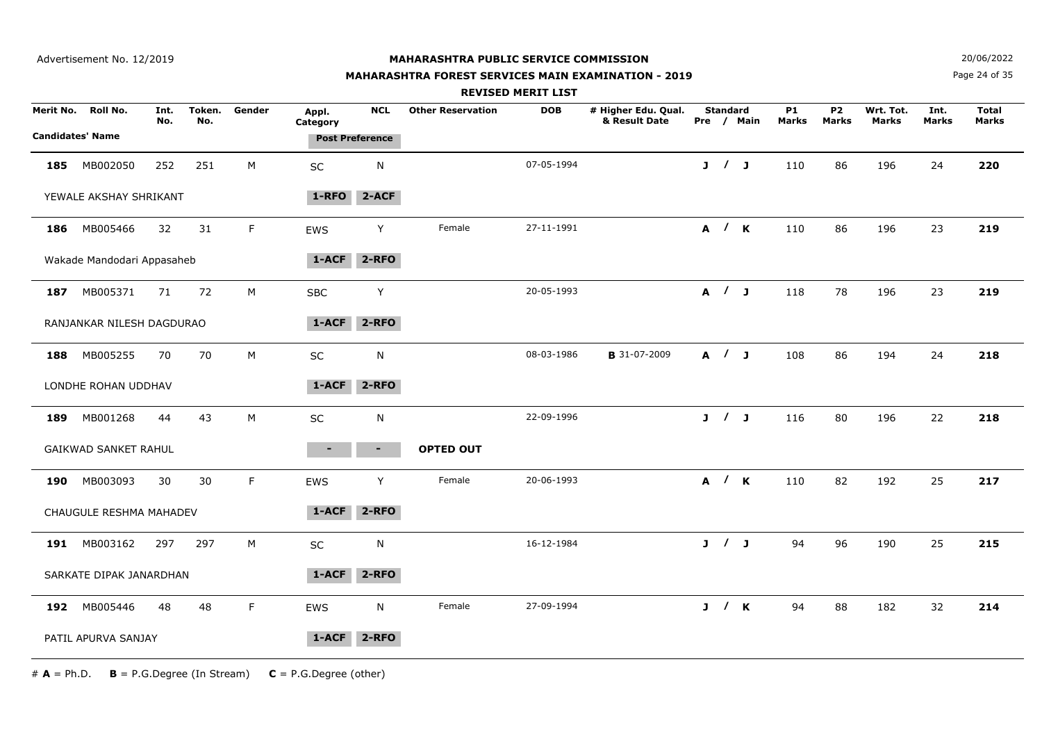Advertisement No. 12/2019

# MAHARASHTRA PUBLIC SERVICE COMMISSION

## MAHARASHTRA FOREST SERVICES MAIN EXAMINATION - 2019

### REVISED MERIT LIST

20/06/2022

| Merit No. | Roll No. | Int. No. | Token. No. | Gender | Appl. Category | NCL | Other Reservation | DOB | # Higher Edu. Qual. & Result Date | Standard Pre / Main | P1 Marks | P2 Marks | Wrt. Tot. Marks | Int. Marks | Total Marks |
|---|---|---|---|---|---|---|---|---|---|---|---|---|---|---|---|
| Candidates' Name | | | | | Post Preference | | | | | | | | | | |
| **185** | MB002050 | 252 | 251 | M | SC | N | | 07-05-1994 | | J / J | 110 | 86 | 196 | 24 | **220** |
| YEWALE AKSHAY SHRIKANT | | | | | 1-RFO | 2-ACF | | | | | | | | | |
| **186** | MB005466 | 32 | 31 | F | EWS | Y | Female | 27-11-1991 | | A / K | 110 | 86 | 196 | 23 | **219** |
| Wakade Mandodari Appasaheb | | | | | 1-ACF | 2-RFO | | | | | | | | | |
| **187** | MB005371 | 71 | 72 | M | SBC | Y | | 20-05-1993 | | A / J | 118 | 78 | 196 | 23 | **219** |
| RANJANKAR NILESH DAGDURAO | | | | | 1-ACF | 2-RFO | | | | | | | | | |
| **188** | MB005255 | 70 | 70 | M | SC | N | | 08-03-1986 | **B** 31-07-2009 | A / J | 108 | 86 | 194 | 24 | **218** |
| LONDHE ROHAN UDDHAV | | | | | 1-ACF | 2-RFO | | | | | | | | | |
| **189** | MB001268 | 44 | 43 | M | SC | N | | 22-09-1996 | | J / J | 116 | 80 | 196 | 22 | **218** |
| GAIKWAD SANKET RAHUL | | | | | - | - | **OPTED OUT** | | | | | | | | |
| **190** | MB003093 | 30 | 30 | F | EWS | Y | Female | 20-06-1993 | | A / K | 110 | 82 | 192 | 25 | **217** |
| CHAUGULE RESHMA MAHADEV | | | | | 1-ACF | 2-RFO | | | | | | | | | |
| **191** | MB003162 | 297 | 297 | M | SC | N | | 16-12-1984 | | J / J | 94 | 96 | 190 | 25 | **215** |
| SARKATE DIPAK JANARDHAN | | | | | 1-ACF | 2-RFO | | | | | | | | | |
| **192** | MB005446 | 48 | 48 | F | EWS | N | Female | 27-09-1994 | | J / K | 94 | 88 | 182 | 32 | **214** |
| PATIL APURVA SANJAY | | | | | 1-ACF | 2-RFO | | | | | | | | | |

\# **A** = Ph.D. **B** = P.G.Degree (In Stream) **C** = P.G.Degree (other)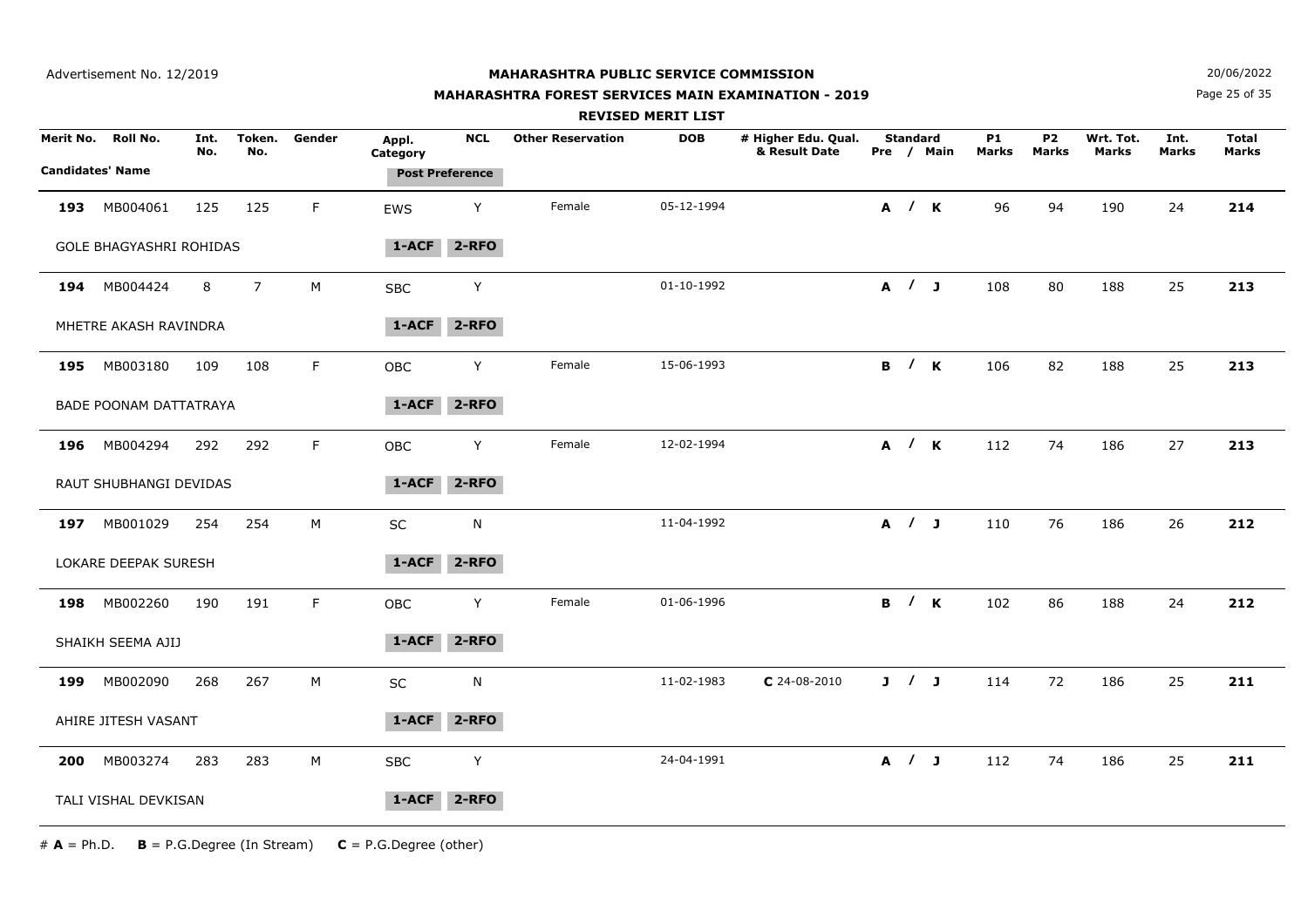Advertisement No. 12/2019

**MAHARASHTRA PUBLIC SERVICE COMMISSION**

**MAHARASHTRA FOREST SERVICES MAIN EXAMINATION - 2019**

**REVISED MERIT LIST**

20/06/2022

| Merit No. | Roll No. | Int. No. | Token. No. | Gender | Appl. Category | NCL | Other Reservation | DOB | # Higher Edu. Qual. & Result Date | Standard Pre / Main | P1 Marks | P2 Marks | Wrt. Tot. Marks | Int. Marks | Total Marks |
|---|---|---|---|---|---|---|---|---|---|---|---|---|---|---|---|
| Candidates' Name | | | | | Post Preference | | | | | | | | | | |
| **193** | MB004061 | 125 | 125 | F | EWS | Y | Female | 05-12-1994 | | **A / K** | 96 | 94 | 190 | 24 | **214** |
| GOLE BHAGYASHRI ROHIDAS | | | | | 1-ACF | 2-RFO | | | | | | | | | |
| **194** | MB004424 | 8 | 7 | M | SBC | Y | | 01-10-1992 | | **A / J** | 108 | 80 | 188 | 25 | **213** |
| MHETRE AKASH RAVINDRA | | | | | 1-ACF | 2-RFO | | | | | | | | | |
| **195** | MB003180 | 109 | 108 | F | OBC | Y | Female | 15-06-1993 | | **B / K** | 106 | 82 | 188 | 25 | **213** |
| BADE POONAM DATTATRAYA | | | | | 1-ACF | 2-RFO | | | | | | | | | |
| **196** | MB004294 | 292 | 292 | F | OBC | Y | Female | 12-02-1994 | | **A / K** | 112 | 74 | 186 | 27 | **213** |
| RAUT SHUBHANGI DEVIDAS | | | | | 1-ACF | 2-RFO | | | | | | | | | |
| **197** | MB001029 | 254 | 254 | M | SC | N | | 11-04-1992 | | **A / J** | 110 | 76 | 186 | 26 | **212** |
| LOKARE DEEPAK SURESH | | | | | 1-ACF | 2-RFO | | | | | | | | | |
| **198** | MB002260 | 190 | 191 | F | OBC | Y | Female | 01-06-1996 | | **B / K** | 102 | 86 | 188 | 24 | **212** |
| SHAIKH SEEMA AJIJ | | | | | 1-ACF | 2-RFO | | | | | | | | | |
| **199** | MB002090 | 268 | 267 | M | SC | N | | 11-02-1983 | **C** 24-08-2010 | **J / J** | 114 | 72 | 186 | 25 | **211** |
| AHIRE JITESH VASANT | | | | | 1-ACF | 2-RFO | | | | | | | | | |
| **200** | MB003274 | 283 | 283 | M | SBC | Y | | 24-04-1991 | | **A / J** | 112 | 74 | 186 | 25 | **211** |
| TALI VISHAL DEVKISAN | | | | | 1-ACF | 2-RFO | | | | | | | | | |

# **A** = Ph.D. **B** = P.G.Degree (In Stream) **C** = P.G.Degree (other)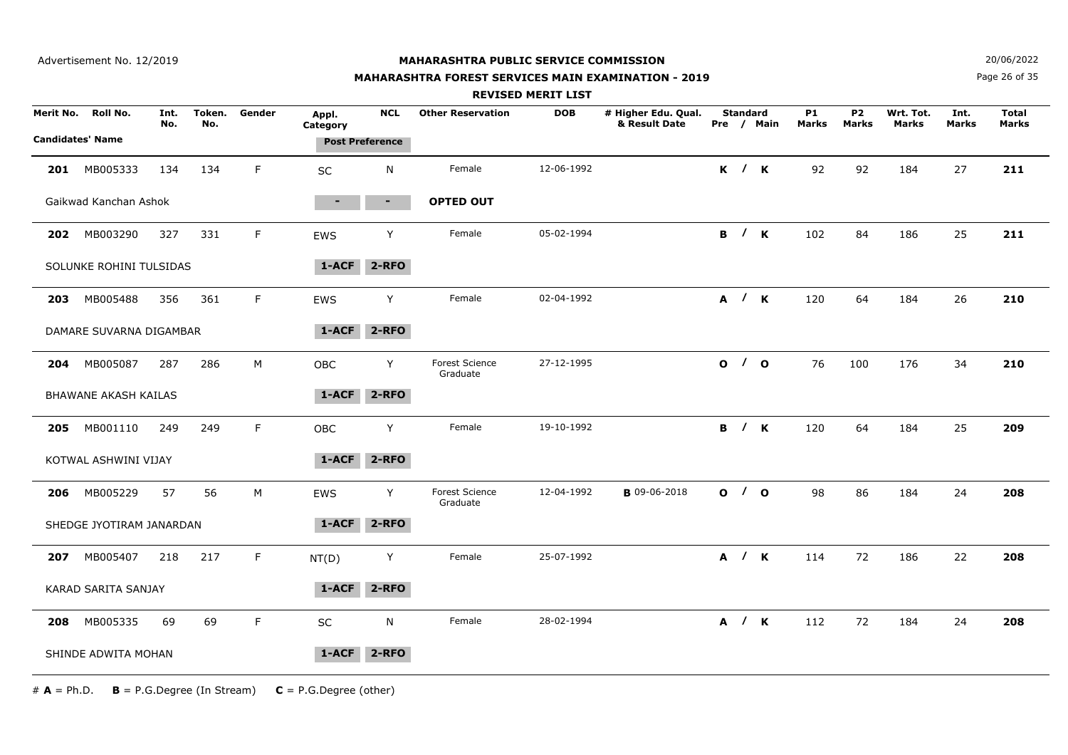Advertisement No. 12/2019

**MAHARASHTRA PUBLIC SERVICE COMMISSION**

**MAHARASHTRA FOREST SERVICES MAIN EXAMINATION - 2019**

**REVISED MERIT LIST**

20/06/2022

| Merit No. | Roll No. | Int. No. | Token. No. | Gender | Appl. Category | NCL | Other Reservation | DOB | # Higher Edu. Qual. & Result Date | Standard Pre / Main | P1 Marks | P2 Marks | Wrt. Tot. Marks | Int. Marks | Total Marks |
|---|---|---|---|---|---|---|---|---|---|---|---|---|---|---|---|
| Candidates' Name | | | | | Post Preference | | | | | | | | | | |
| **201** | MB005333 | 134 | 134 | F | SC | N | Female | 12-06-1992 | | **K / K** | 92 | 92 | 184 | 27 | **211** |
| Gaikwad Kanchan Ashok | | | | | - | - | **OPTED OUT** | | | | | | | | |
| **202** | MB003290 | 327 | 331 | F | EWS | Y | Female | 05-02-1994 | | **B / K** | 102 | 84 | 186 | 25 | **211** |
| SOLUNKE ROHINI TULSIDAS | | | | | **1-ACF** | **2-RFO** | | | | | | | | | |
| **203** | MB005488 | 356 | 361 | F | EWS | Y | Female | 02-04-1992 | | **A / K** | 120 | 64 | 184 | 26 | **210** |
| DAMARE SUVARNA DIGAMBAR | | | | | **1-ACF** | **2-RFO** | | | | | | | | | |
| **204** | MB005087 | 287 | 286 | M | OBC | Y | Forest Science Graduate | 27-12-1995 | | **O / O** | 76 | 100 | 176 | 34 | **210** |
| BHAWANE AKASH KAILAS | | | | | **1-ACF** | **2-RFO** | | | | | | | | | |
| **205** | MB001110 | 249 | 249 | F | OBC | Y | Female | 19-10-1992 | | **B / K** | 120 | 64 | 184 | 25 | **209** |
| KOTWAL ASHWINI VIJAY | | | | | **1-ACF** | **2-RFO** | | | | | | | | | |
| **206** | MB005229 | 57 | 56 | M | EWS | Y | Forest Science Graduate | 12-04-1992 | **B** 09-06-2018 | **O / O** | 98 | 86 | 184 | 24 | **208** |
| SHEDGE JYOTIRAM JANARDAN | | | | | **1-ACF** | **2-RFO** | | | | | | | | | |
| **207** | MB005407 | 218 | 217 | F | NT(D) | Y | Female | 25-07-1992 | | **A / K** | 114 | 72 | 186 | 22 | **208** |
| KARAD SARITA SANJAY | | | | | **1-ACF** | **2-RFO** | | | | | | | | | |
| **208** | MB005335 | 69 | 69 | F | SC | N | Female | 28-02-1994 | | **A / K** | 112 | 72 | 184 | 24 | **208** |
| SHINDE ADWITA MOHAN | | | | | **1-ACF** | **2-RFO** | | | | | | | | | |

# **A** = Ph.D. **B** = P.G.Degree (In Stream) **C** = P.G.Degree (other)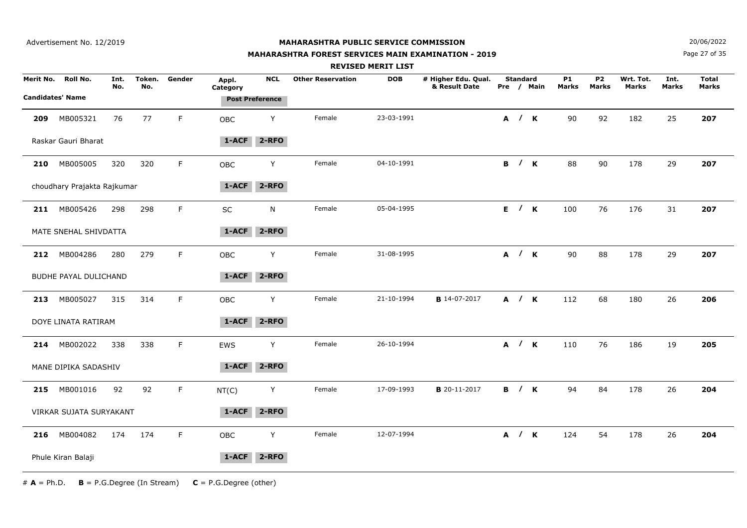Advertisement No. 12/2019

**MAHARASHTRA PUBLIC SERVICE COMMISSION**

**MAHARASHTRA FOREST SERVICES MAIN EXAMINATION - 2019**

**REVISED MERIT LIST**

20/06/2022

| Merit No. | Roll No. | Int. No. | Token. No. | Gender | Appl. Category | NCL | Other Reservation | DOB | # Higher Edu. Qual. & Result Date | Standard Pre / Main | P1 Marks | P2 Marks | Wrt. Tot. Marks | Int. Marks | Total Marks |
|---|---|---|---|---|---|---|---|---|---|---|---|---|---|---|---|
| **Candidates' Name** | | | | | **Post Preference** | | | | | | | | | | |
| **209** | MB005321 | 76 | 77 | F | OBC | Y | Female | 23-03-1991 | | **A / K** | 90 | 92 | 182 | 25 | **207** |
| Raskar Gauri Bharat | | | | | **1-ACF** | **2-RFO** | | | | | | | | | |
| **210** | MB005005 | 320 | 320 | F | OBC | Y | Female | 04-10-1991 | | **B / K** | 88 | 90 | 178 | 29 | **207** |
| choudhary Prajakta Rajkumar | | | | | **1-ACF** | **2-RFO** | | | | | | | | | |
| **211** | MB005426 | 298 | 298 | F | SC | N | Female | 05-04-1995 | | **E / K** | 100 | 76 | 176 | 31 | **207** |
| MATE SNEHAL SHIVDATTA | | | | | **1-ACF** | **2-RFO** | | | | | | | | | |
| **212** | MB004286 | 280 | 279 | F | OBC | Y | Female | 31-08-1995 | | **A / K** | 90 | 88 | 178 | 29 | **207** |
| BUDHE PAYAL DULICHAND | | | | | **1-ACF** | **2-RFO** | | | | | | | | | |
| **213** | MB005027 | 315 | 314 | F | OBC | Y | Female | 21-10-1994 | **B** 14-07-2017 | **A / K** | 112 | 68 | 180 | 26 | **206** |
| DOYE LINATA RATIRAM | | | | | **1-ACF** | **2-RFO** | | | | | | | | | |
| **214** | MB002022 | 338 | 338 | F | EWS | Y | Female | 26-10-1994 | | **A / K** | 110 | 76 | 186 | 19 | **205** |
| MANE DIPIKA SADASHIV | | | | | **1-ACF** | **2-RFO** | | | | | | | | | |
| **215** | MB001016 | 92 | 92 | F | NT(C) | Y | Female | 17-09-1993 | **B** 20-11-2017 | **B / K** | 94 | 84 | 178 | 26 | **204** |
| VIRKAR SUJATA SURYAKANT | | | | | **1-ACF** | **2-RFO** | | | | | | | | | |
| **216** | MB004082 | 174 | 174 | F | OBC | Y | Female | 12-07-1994 | | **A / K** | 124 | 54 | 178 | 26 | **204** |
| Phule Kiran Balaji | | | | | **1-ACF** | **2-RFO** | | | | | | | | | |

\# **A** = Ph.D. **B** = P.G.Degree (In Stream) **C** = P.G.Degree (other)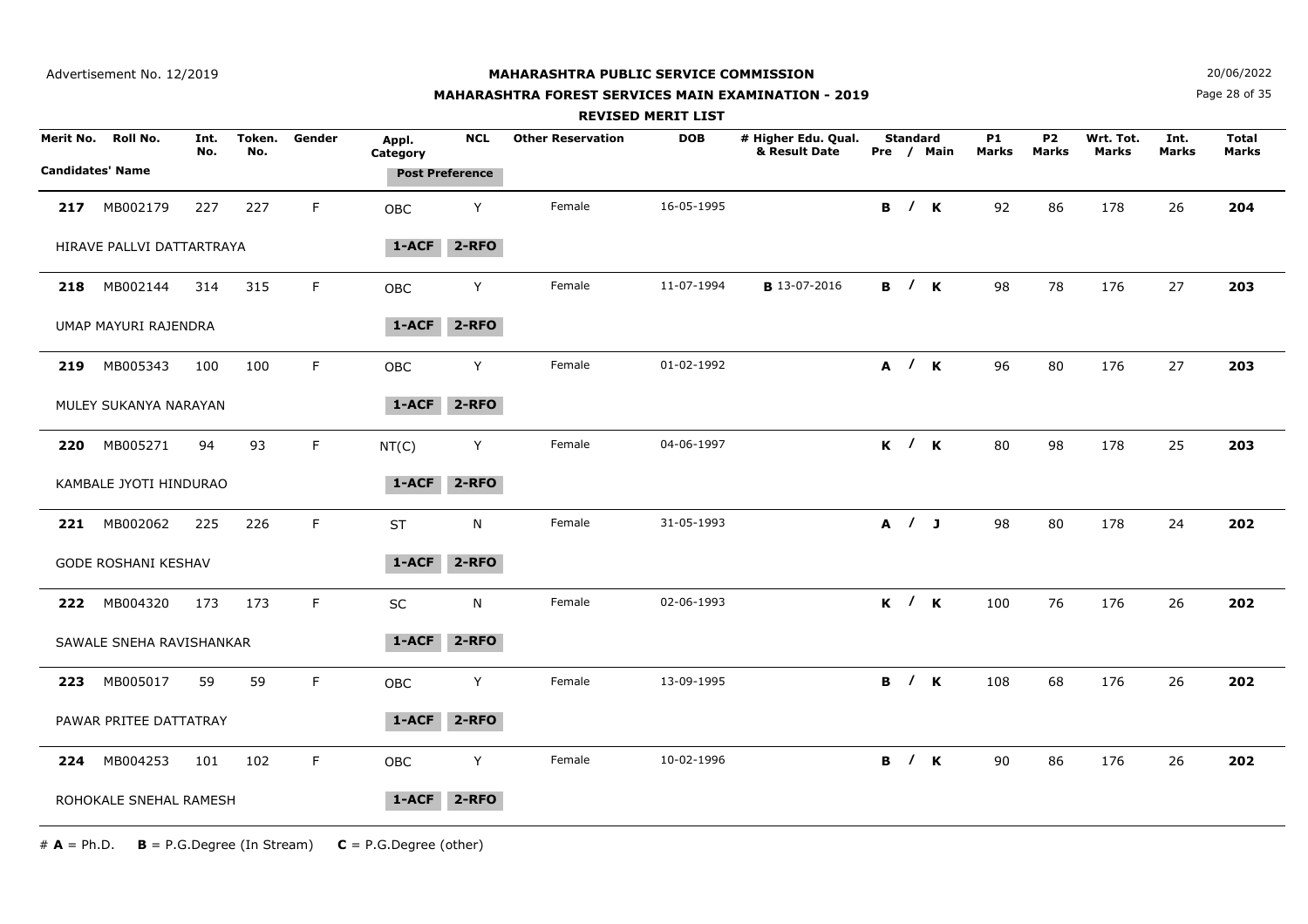Advertisement No. 12/2019

# MAHARASHTRA PUBLIC SERVICE COMMISSION

## MAHARASHTRA FOREST SERVICES MAIN EXAMINATION - 2019

### REVISED MERIT LIST

20/06/2022

| Merit No. | Roll No. | Int. No. | Token. No. | Gender | Appl. Category | NCL | Other Reservation | DOB | # Higher Edu. Qual. & Result Date | Standard Pre / Main | P1 Marks | P2 Marks | Wrt. Tot. Marks | Int. Marks | Total Marks |
|---|---|---|---|---|---|---|---|---|---|---|---|---|---|---|---|
| Candidates' Name | | | | | Post Preference | | | | | | | | | | |
| **217** | MB002179 | 227 | 227 | F | OBC | Y | Female | 16-05-1995 | | **B / K** | 92 | 86 | 178 | 26 | **204** |
| HIRAVE PALLVI DATTARTRAYA | | | | | 1-ACF | 2-RFO | | | | | | | | | |
| **218** | MB002144 | 314 | 315 | F | OBC | Y | Female | 11-07-1994 | **B** 13-07-2016 | **B / K** | 98 | 78 | 176 | 27 | **203** |
| UMAP MAYURI RAJENDRA | | | | | 1-ACF | 2-RFO | | | | | | | | | |
| **219** | MB005343 | 100 | 100 | F | OBC | Y | Female | 01-02-1992 | | **A / K** | 96 | 80 | 176 | 27 | **203** |
| MULEY SUKANYA NARAYAN | | | | | 1-ACF | 2-RFO | | | | | | | | | |
| **220** | MB005271 | 94 | 93 | F | NT(C) | Y | Female | 04-06-1997 | | **K / K** | 80 | 98 | 178 | 25 | **203** |
| KAMBALE JYOTI HINDURAO | | | | | 1-ACF | 2-RFO | | | | | | | | | |
| **221** | MB002062 | 225 | 226 | F | ST | N | Female | 31-05-1993 | | **A / J** | 98 | 80 | 178 | 24 | **202** |
| GODE ROSHANI KESHAV | | | | | 1-ACF | 2-RFO | | | | | | | | | |
| **222** | MB004320 | 173 | 173 | F | SC | N | Female | 02-06-1993 | | **K / K** | 100 | 76 | 176 | 26 | **202** |
| SAWALE SNEHA RAVISHANKAR | | | | | 1-ACF | 2-RFO | | | | | | | | | |
| **223** | MB005017 | 59 | 59 | F | OBC | Y | Female | 13-09-1995 | | **B / K** | 108 | 68 | 176 | 26 | **202** |
| PAWAR PRITEE DATTATRAY | | | | | 1-ACF | 2-RFO | | | | | | | | | |
| **224** | MB004253 | 101 | 102 | F | OBC | Y | Female | 10-02-1996 | | **B / K** | 90 | 86 | 176 | 26 | **202** |
| ROHOKALE SNEHAL RAMESH | | | | | 1-ACF | 2-RFO | | | | | | | | | |

# **A** = Ph.D. **B** = P.G.Degree (In Stream) **C** = P.G.Degree (other)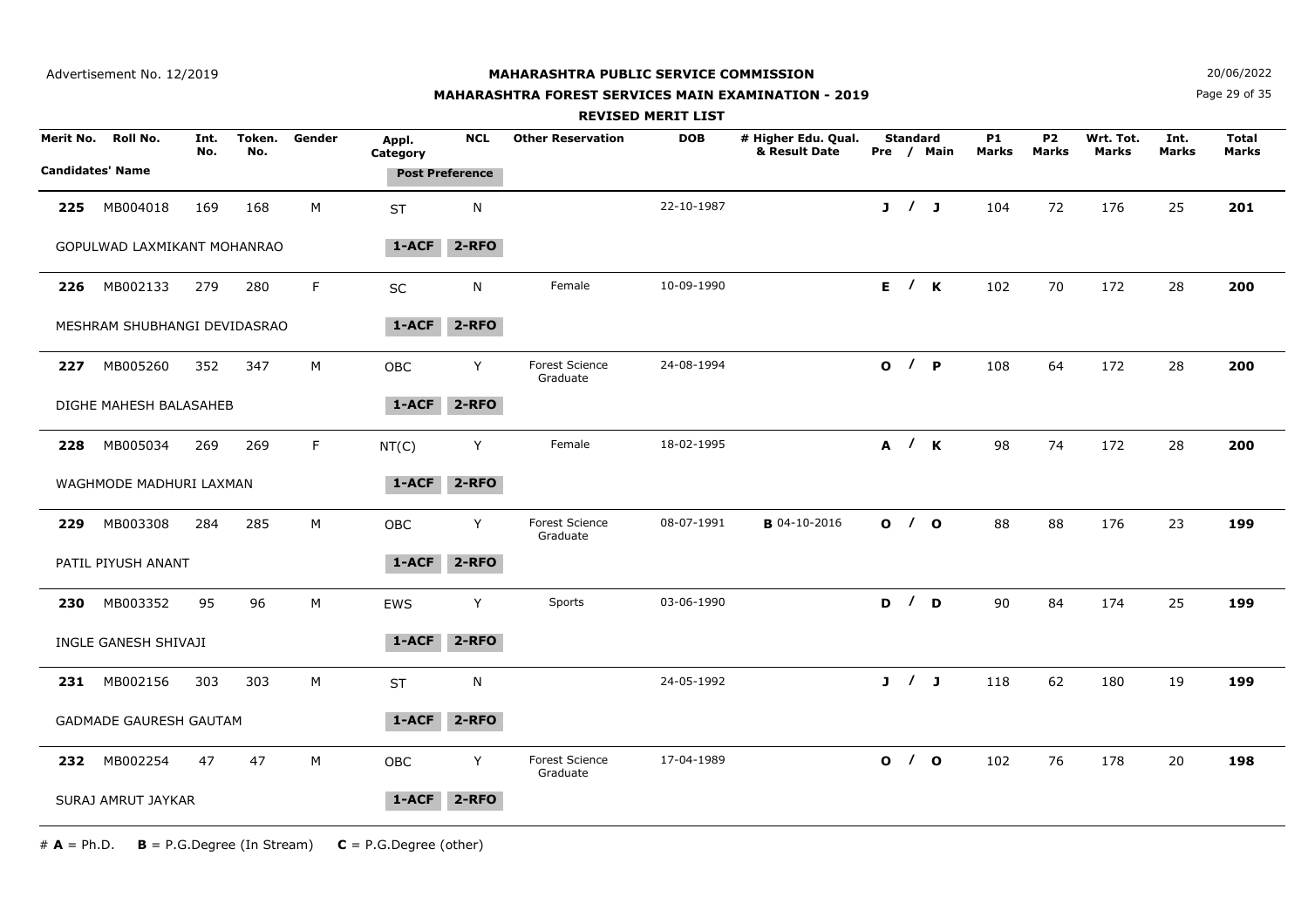Advertisement No. 12/2019

**MAHARASHTRA PUBLIC SERVICE COMMISSION**

**MAHARASHTRA FOREST SERVICES MAIN EXAMINATION - 2019**

**REVISED MERIT LIST**

20/06/2022

| Merit No. | Roll No. | Int. No. | Token. No. | Gender | Appl. Category | NCL | Other Reservation | DOB | # Higher Edu. Qual. & Result Date | Standard Pre / Main | P1 Marks | P2 Marks | Wrt. Tot. Marks | Int. Marks | Total Marks |
|---|---|---|---|---|---|---|---|---|---|---|---|---|---|---|---|
| Candidates' Name | | | | | Post Preference | | | | | | | | | | |
| **225** | MB004018 | 169 | 168 | M | ST | N | | 22-10-1987 | | J / J | 104 | 72 | 176 | 25 | **201** |
| GOPULWAD LAXMIKANT MOHANRAO | | | | | 1-ACF | 2-RFO | | | | | | | | | |
| **226** | MB002133 | 279 | 280 | F | SC | N | Female | 10-09-1990 | | E / K | 102 | 70 | 172 | 28 | **200** |
| MESHRAM SHUBHANGI DEVIDASRAO | | | | | 1-ACF | 2-RFO | | | | | | | | | |
| **227** | MB005260 | 352 | 347 | M | OBC | Y | Forest Science Graduate | 24-08-1994 | | O / P | 108 | 64 | 172 | 28 | **200** |
| DIGHE MAHESH BALASAHEB | | | | | 1-ACF | 2-RFO | | | | | | | | | |
| **228** | MB005034 | 269 | 269 | F | NT(C) | Y | Female | 18-02-1995 | | A / K | 98 | 74 | 172 | 28 | **200** |
| WAGHMODE MADHURI LAXMAN | | | | | 1-ACF | 2-RFO | | | | | | | | | |
| **229** | MB003308 | 284 | 285 | M | OBC | Y | Forest Science Graduate | 08-07-1991 | **B** 04-10-2016 | O / O | 88 | 88 | 176 | 23 | **199** |
| PATIL PIYUSH ANANT | | | | | 1-ACF | 2-RFO | | | | | | | | | |
| **230** | MB003352 | 95 | 96 | M | EWS | Y | Sports | 03-06-1990 | | D / D | 90 | 84 | 174 | 25 | **199** |
| INGLE GANESH SHIVAJI | | | | | 1-ACF | 2-RFO | | | | | | | | | |
| **231** | MB002156 | 303 | 303 | M | ST | N | | 24-05-1992 | | J / J | 118 | 62 | 180 | 19 | **199** |
| GADMADE GAURESH GAUTAM | | | | | 1-ACF | 2-RFO | | | | | | | | | |
| **232** | MB002254 | 47 | 47 | M | OBC | Y | Forest Science Graduate | 17-04-1989 | | O / O | 102 | 76 | 178 | 20 | **198** |
| SURAJ AMRUT JAYKAR | | | | | 1-ACF | 2-RFO | | | | | | | | | |

# **A** = Ph.D. **B** = P.G.Degree (In Stream) **C** = P.G.Degree (other)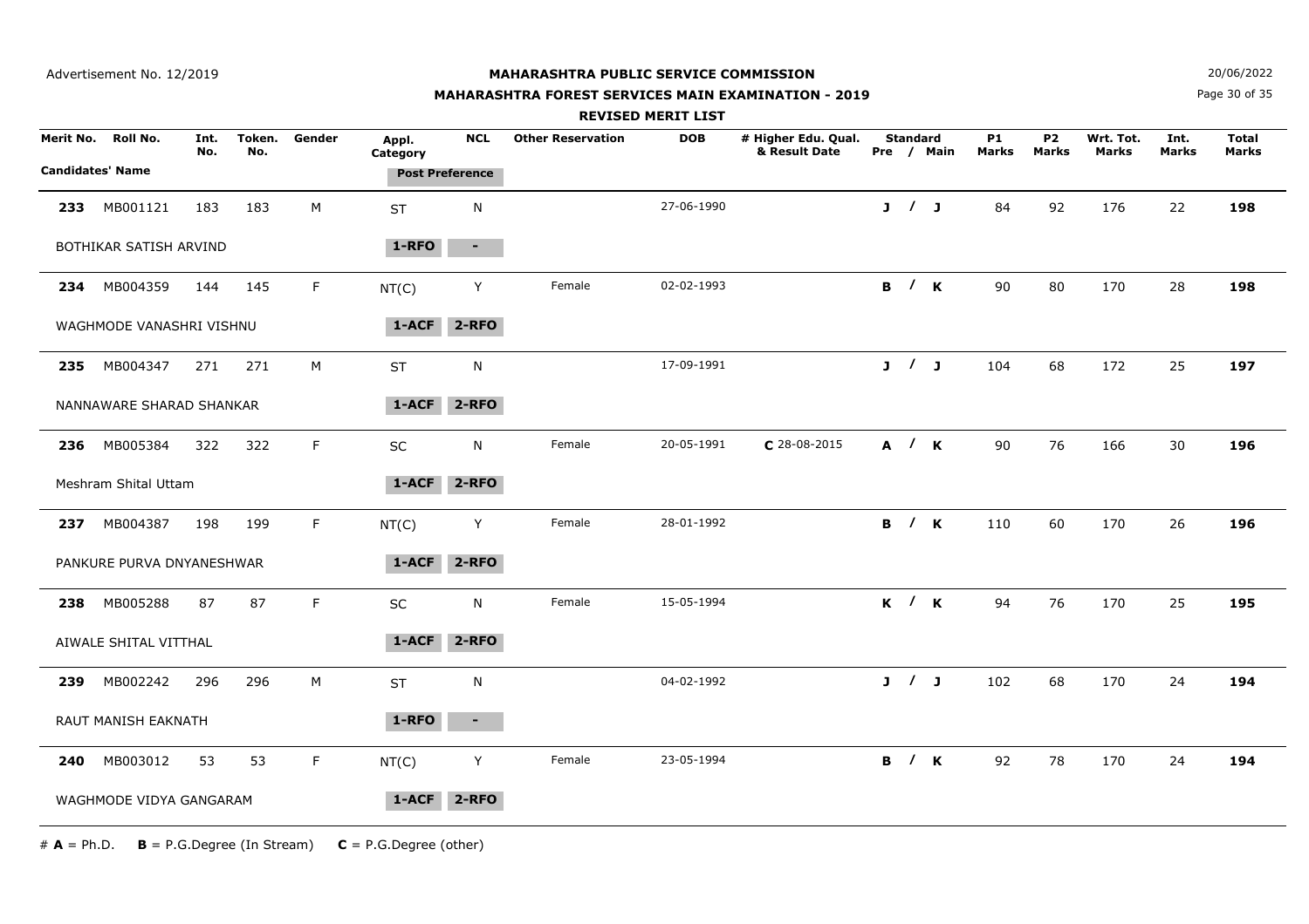**MAHARASHTRA PUBLIC SERVICE COMMISSION**

**MAHARASHTRA FOREST SERVICES MAIN EXAMINATION - 2019**

**REVISED MERIT LIST**

Advertisement No. 12/2019

20/06/2022

| Merit No. | Roll No. | Int. No. | Token. No. | Gender | Appl. Category | NCL | Other Reservation | DOB | # Higher Edu. Qual. & Result Date | Standard Pre / Main | P1 Marks | P2 Marks | Wrt. Tot. Marks | Int. Marks | Total Marks |
|---|---|---|---|---|---|---|---|---|---|---|---|---|---|---|---|
| Candidates' Name | | | | | Post Preference | | | | | | | | | | |
| **233** | MB001121 | 183 | 183 | M | ST | N | | 27-06-1990 | | **J / J** | 84 | 92 | 176 | 22 | **198** |
| BOTHIKAR SATISH ARVIND | | | | | **1-RFO** | **-** | | | | | | | | | |
| **234** | MB004359 | 144 | 145 | F | NT(C) | Y | Female | 02-02-1993 | | **B / K** | 90 | 80 | 170 | 28 | **198** |
| WAGHMODE VANASHRI VISHNU | | | | | **1-ACF** | **2-RFO** | | | | | | | | | |
| **235** | MB004347 | 271 | 271 | M | ST | N | | 17-09-1991 | | **J / J** | 104 | 68 | 172 | 25 | **197** |
| NANNAWARE SHARAD SHANKAR | | | | | **1-ACF** | **2-RFO** | | | | | | | | | |
| **236** | MB005384 | 322 | 322 | F | SC | N | Female | 20-05-1991 | **C** 28-08-2015 | **A / K** | 90 | 76 | 166 | 30 | **196** |
| Meshram Shital Uttam | | | | | **1-ACF** | **2-RFO** | | | | | | | | | |
| **237** | MB004387 | 198 | 199 | F | NT(C) | Y | Female | 28-01-1992 | | **B / K** | 110 | 60 | 170 | 26 | **196** |
| PANKURE PURVA DNYANESHWAR | | | | | **1-ACF** | **2-RFO** | | | | | | | | | |
| **238** | MB005288 | 87 | 87 | F | SC | N | Female | 15-05-1994 | | **K / K** | 94 | 76 | 170 | 25 | **195** |
| AIWALE SHITAL VITTHAL | | | | | **1-ACF** | **2-RFO** | | | | | | | | | |
| **239** | MB002242 | 296 | 296 | M | ST | N | | 04-02-1992 | | **J / J** | 102 | 68 | 170 | 24 | **194** |
| RAUT MANISH EAKNATH | | | | | **1-RFO** | **-** | | | | | | | | | |
| **240** | MB003012 | 53 | 53 | F | NT(C) | Y | Female | 23-05-1994 | | **B / K** | 92 | 78 | 170 | 24 | **194** |
| WAGHMODE VIDYA GANGARAM | | | | | **1-ACF** | **2-RFO** | | | | | | | | | |

# **A** = Ph.D.  **B** = P.G.Degree (In Stream)  **C** = P.G.Degree (other)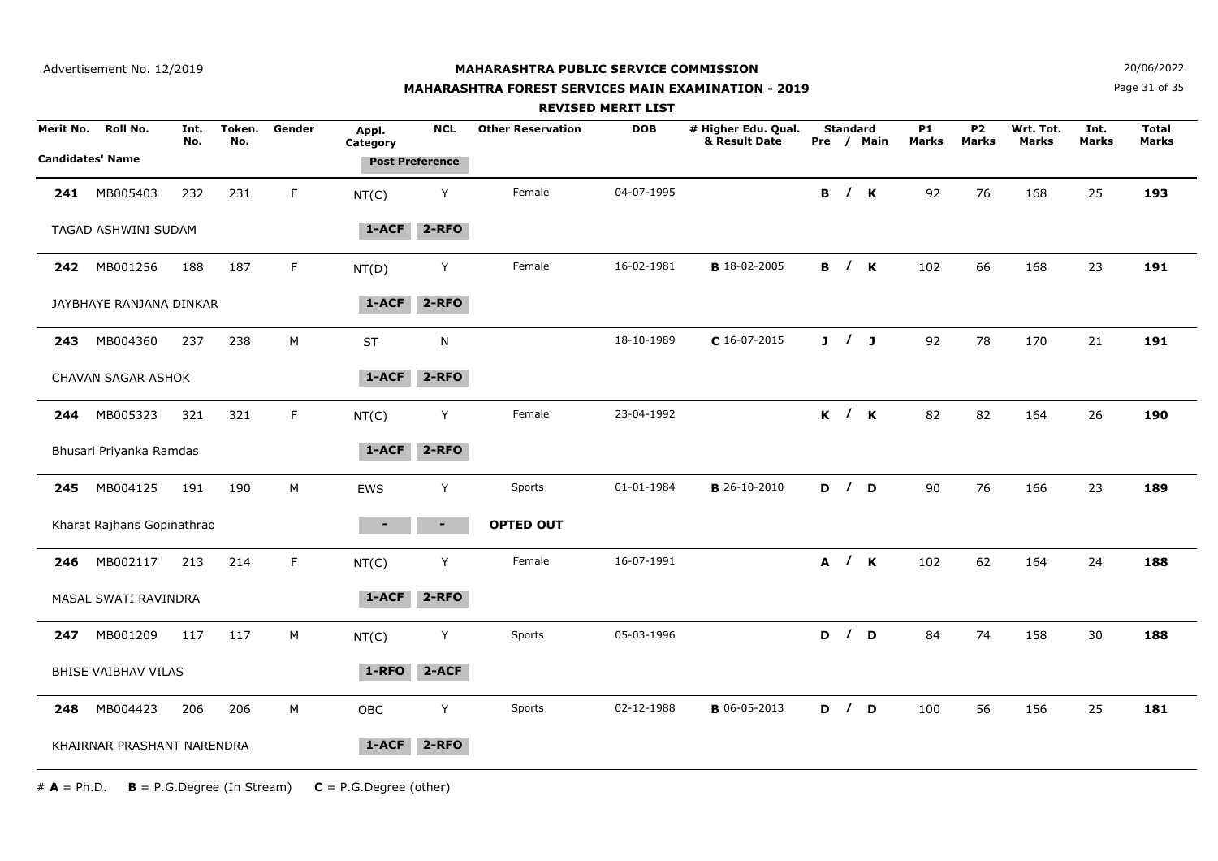Advertisement No. 12/2019

# MAHARASHTRA PUBLIC SERVICE COMMISSION

## MAHARASHTRA FOREST SERVICES MAIN EXAMINATION - 2019

### REVISED MERIT LIST

20/06/2022

| Merit No. | Roll No. | Int. No. | Token. No. | Gender | Appl. Category | NCL | Other Reservation | DOB | # Higher Edu. Qual. & Result Date | Standard Pre / Main | P1 Marks | P2 Marks | Wrt. Tot. Marks | Int. Marks | Total Marks |
|---|---|---|---|---|---|---|---|---|---|---|---|---|---|---|---|
| Candidates' Name | | | | | Post Preference | | | | | | | | | | |
| **241** | MB005403 | 232 | 231 | F | NT(C) | Y | Female | 04-07-1995 | | **B / K** | 92 | 76 | 168 | 25 | **193** |
| TAGAD ASHWINI SUDAM | | | | | 1-ACF | 2-RFO | | | | | | | | | |
| **242** | MB001256 | 188 | 187 | F | NT(D) | Y | Female | 16-02-1981 | **B** 18-02-2005 | **B / K** | 102 | 66 | 168 | 23 | **191** |
| JAYBHAYE RANJANA DINKAR | | | | | 1-ACF | 2-RFO | | | | | | | | | |
| **243** | MB004360 | 237 | 238 | M | ST | N | | 18-10-1989 | **C** 16-07-2015 | **J / J** | 92 | 78 | 170 | 21 | **191** |
| CHAVAN SAGAR ASHOK | | | | | 1-ACF | 2-RFO | | | | | | | | | |
| **244** | MB005323 | 321 | 321 | F | NT(C) | Y | Female | 23-04-1992 | | **K / K** | 82 | 82 | 164 | 26 | **190** |
| Bhusari Priyanka Ramdas | | | | | 1-ACF | 2-RFO | | | | | | | | | |
| **245** | MB004125 | 191 | 190 | M | EWS | Y | Sports | 01-01-1984 | **B** 26-10-2010 | **D / D** | 90 | 76 | 166 | 23 | **189** |
| Kharat Rajhans Gopinathrao | | | | | - | - | **OPTED OUT** | | | | | | | | |
| **246** | MB002117 | 213 | 214 | F | NT(C) | Y | Female | 16-07-1991 | | **A / K** | 102 | 62 | 164 | 24 | **188** |
| MASAL SWATI RAVINDRA | | | | | 1-ACF | 2-RFO | | | | | | | | | |
| **247** | MB001209 | 117 | 117 | M | NT(C) | Y | Sports | 05-03-1996 | | **D / D** | 84 | 74 | 158 | 30 | **188** |
| BHISE VAIBHAV VILAS | | | | | 1-RFO | 2-ACF | | | | | | | | | |
| **248** | MB004423 | 206 | 206 | M | OBC | Y | Sports | 02-12-1988 | **B** 06-05-2013 | **D / D** | 100 | 56 | 156 | 25 | **181** |
| KHAIRNAR PRASHANT NARENDRA | | | | | 1-ACF | 2-RFO | | | | | | | | | |

# **A** = Ph.D.  **B** = P.G.Degree (In Stream)  **C** = P.G.Degree (other)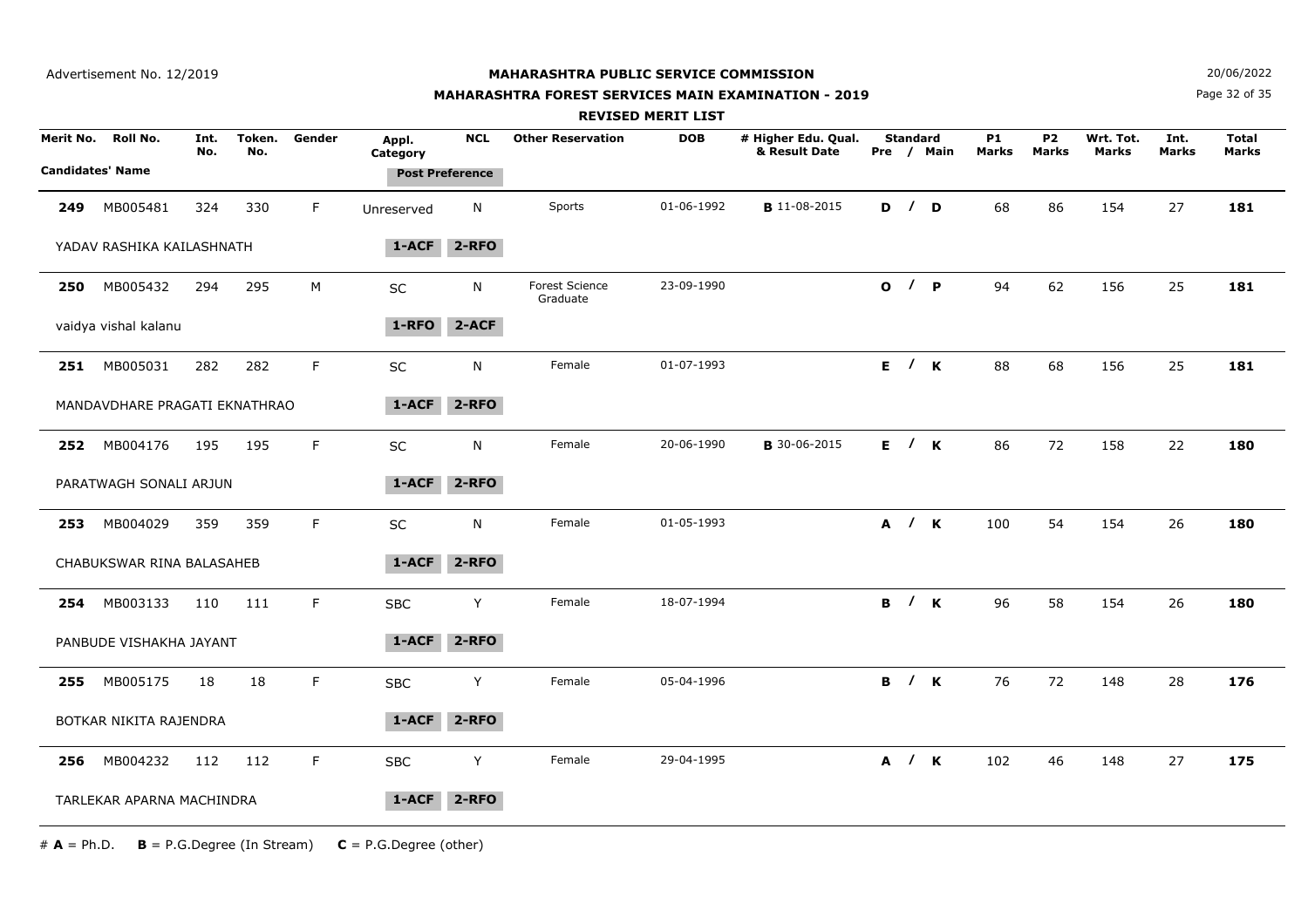Advertisement No. 12/2019

# MAHARASHTRA PUBLIC SERVICE COMMISSION

## MAHARASHTRA FOREST SERVICES MAIN EXAMINATION - 2019

### REVISED MERIT LIST

20/06/2022

| Merit No. | Roll No. | Int. No. | Token. No. | Gender | Appl. Category | NCL | Other Reservation | DOB | # Higher Edu. Qual. & Result Date | Standard Pre / Main | P1 Marks | P2 Marks | Wrt. Tot. Marks | Int. Marks | Total Marks |
|---|---|---|---|---|---|---|---|---|---|---|---|---|---|---|---|
| Candidates' Name | | | | | Post Preference | | | | | | | | | | |
| **249** | MB005481 | 324 | 330 | F | Unreserved | N | Sports | 01-06-1992 | **B** 11-08-2015 | **D / D** | 68 | 86 | 154 | 27 | **181** |
| YADAV RASHIKA KAILASHNATH | | | | | 1-ACF | 2-RFO | | | | | | | | | |
| **250** | MB005432 | 294 | 295 | M | SC | N | Forest Science Graduate | 23-09-1990 | | **O / P** | 94 | 62 | 156 | 25 | **181** |
| vaidya vishal kalanu | | | | | 1-RFO | 2-ACF | | | | | | | | | |
| **251** | MB005031 | 282 | 282 | F | SC | N | Female | 01-07-1993 | | **E / K** | 88 | 68 | 156 | 25 | **181** |
| MANDAVDHARE PRAGATI EKNATHRAO | | | | | 1-ACF | 2-RFO | | | | | | | | | |
| **252** | MB004176 | 195 | 195 | F | SC | N | Female | 20-06-1990 | **B** 30-06-2015 | **E / K** | 86 | 72 | 158 | 22 | **180** |
| PARATWAGH SONALI ARJUN | | | | | 1-ACF | 2-RFO | | | | | | | | | |
| **253** | MB004029 | 359 | 359 | F | SC | N | Female | 01-05-1993 | | **A / K** | 100 | 54 | 154 | 26 | **180** |
| CHABUKSWAR RINA BALASAHEB | | | | | 1-ACF | 2-RFO | | | | | | | | | |
| **254** | MB003133 | 110 | 111 | F | SBC | Y | Female | 18-07-1994 | | **B / K** | 96 | 58 | 154 | 26 | **180** |
| PANBUDE VISHAKHA JAYANT | | | | | 1-ACF | 2-RFO | | | | | | | | | |
| **255** | MB005175 | 18 | 18 | F | SBC | Y | Female | 05-04-1996 | | **B / K** | 76 | 72 | 148 | 28 | **176** |
| BOTKAR NIKITA RAJENDRA | | | | | 1-ACF | 2-RFO | | | | | | | | | |
| **256** | MB004232 | 112 | 112 | F | SBC | Y | Female | 29-04-1995 | | **A / K** | 102 | 46 | 148 | 27 | **175** |
| TARLEKAR APARNA MACHINDRA | | | | | 1-ACF | 2-RFO | | | | | | | | | |

# **A** = Ph.D. **B** = P.G.Degree (In Stream) **C** = P.G.Degree (other)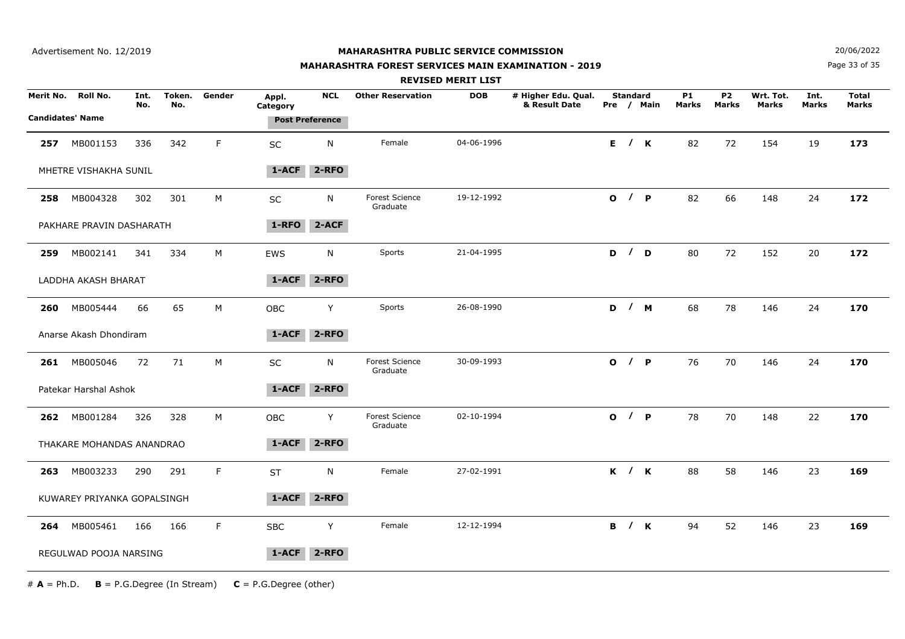Advertisement No. 12/2019

# MAHARASHTRA PUBLIC SERVICE COMMISSION

## MAHARASHTRA FOREST SERVICES MAIN EXAMINATION - 2019

### REVISED MERIT LIST

20/06/2022

| Merit No. | Roll No. | Int. No. | Token. No. | Gender | Appl. Category | NCL | Other Reservation | DOB | # Higher Edu. Qual. & Result Date | Standard Pre / Main | P1 Marks | P2 Marks | Wrt. Tot. Marks | Int. Marks | Total Marks |
|---|---|---|---|---|---|---|---|---|---|---|---|---|---|---|---|
| Candidates' Name | | | | | Post Preference | | | | | | | | | | |
| **257** | MB001153 | 336 | 342 | F | SC | N | Female | 04-06-1996 | | **E / K** | 82 | 72 | 154 | 19 | **173** |
| MHETRE VISHAKHA SUNIL | | | | | **1-ACF** | **2-RFO** | | | | | | | | | |
| **258** | MB004328 | 302 | 301 | M | SC | N | Forest Science Graduate | 19-12-1992 | | **O / P** | 82 | 66 | 148 | 24 | **172** |
| PAKHARE PRAVIN DASHARATH | | | | | **1-RFO** | **2-ACF** | | | | | | | | | |
| **259** | MB002141 | 341 | 334 | M | EWS | N | Sports | 21-04-1995 | | **D / D** | 80 | 72 | 152 | 20 | **172** |
| LADDHA AKASH BHARAT | | | | | **1-ACF** | **2-RFO** | | | | | | | | | |
| **260** | MB005444 | 66 | 65 | M | OBC | Y | Sports | 26-08-1990 | | **D / M** | 68 | 78 | 146 | 24 | **170** |
| Anarse Akash Dhondiram | | | | | **1-ACF** | **2-RFO** | | | | | | | | | |
| **261** | MB005046 | 72 | 71 | M | SC | N | Forest Science Graduate | 30-09-1993 | | **O / P** | 76 | 70 | 146 | 24 | **170** |
| Patekar Harshal Ashok | | | | | **1-ACF** | **2-RFO** | | | | | | | | | |
| **262** | MB001284 | 326 | 328 | M | OBC | Y | Forest Science Graduate | 02-10-1994 | | **O / P** | 78 | 70 | 148 | 22 | **170** |
| THAKARE MOHANDAS ANANDRAO | | | | | **1-ACF** | **2-RFO** | | | | | | | | | |
| **263** | MB003233 | 290 | 291 | F | ST | N | Female | 27-02-1991 | | **K / K** | 88 | 58 | 146 | 23 | **169** |
| KUWAREY PRIYANKA GOPALSINGH | | | | | **1-ACF** | **2-RFO** | | | | | | | | | |
| **264** | MB005461 | 166 | 166 | F | SBC | Y | Female | 12-12-1994 | | **B / K** | 94 | 52 | 146 | 23 | **169** |
| REGULWAD POOJA NARSING | | | | | **1-ACF** | **2-RFO** | | | | | | | | | |

# **A** = Ph.D. **B** = P.G.Degree (In Stream) **C** = P.G.Degree (other)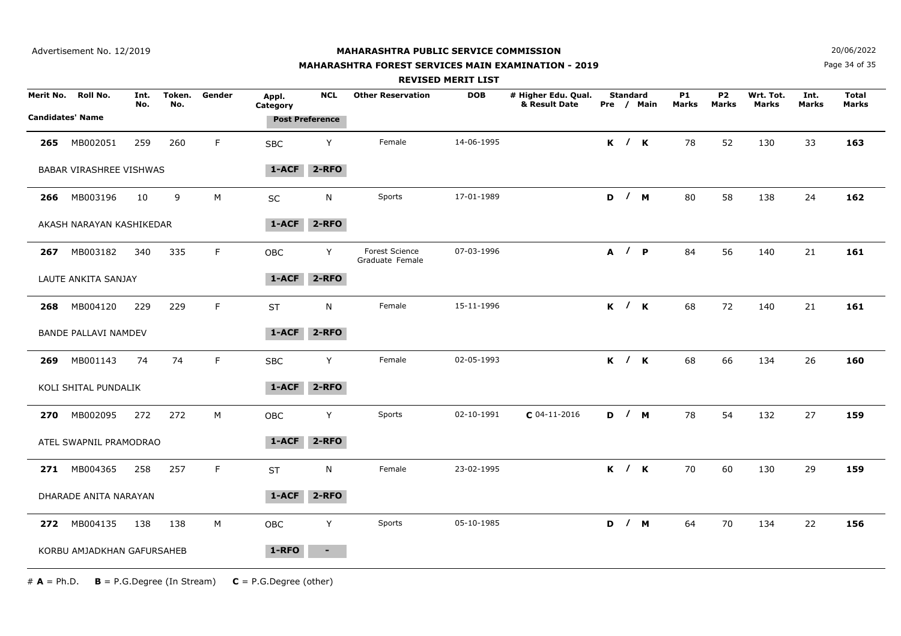Advertisement No. 12/2019

# MAHARASHTRA PUBLIC SERVICE COMMISSION

## MAHARASHTRA FOREST SERVICES MAIN EXAMINATION - 2019

### REVISED MERIT LIST

20/06/2022

| Merit No. | Roll No. | Int. No. | Token. No. | Gender | Appl. Category | NCL | Other Reservation | DOB | # Higher Edu. Qual. & Result Date | Standard Pre / Main | P1 Marks | P2 Marks | Wrt. Tot. Marks | Int. Marks | Total Marks |
|---|---|---|---|---|---|---|---|---|---|---|---|---|---|---|---|
| **Candidates' Name** | | | | | **Post Preference** | | | | | | | | | | |
| **265** | MB002051 | 259 | 260 | F | SBC | Y | Female | 14-06-1995 | | K / K | 78 | 52 | 130 | 33 | **163** |
| BABAR VIRASHREE VISHWAS | | | | | 1-ACF | 2-RFO | | | | | | | | | |
| **266** | MB003196 | 10 | 9 | M | SC | N | Sports | 17-01-1989 | | D / M | 80 | 58 | 138 | 24 | **162** |
| AKASH NARAYAN KASHIKEDAR | | | | | 1-ACF | 2-RFO | | | | | | | | | |
| **267** | MB003182 | 340 | 335 | F | OBC | Y | Forest Science Graduate Female | 07-03-1996 | | A / P | 84 | 56 | 140 | 21 | **161** |
| LAUTE ANKITA SANJAY | | | | | 1-ACF | 2-RFO | | | | | | | | | |
| **268** | MB004120 | 229 | 229 | F | ST | N | Female | 15-11-1996 | | K / K | 68 | 72 | 140 | 21 | **161** |
| BANDE PALLAVI NAMDEV | | | | | 1-ACF | 2-RFO | | | | | | | | | |
| **269** | MB001143 | 74 | 74 | F | SBC | Y | Female | 02-05-1993 | | K / K | 68 | 66 | 134 | 26 | **160** |
| KOLI SHITAL PUNDALIK | | | | | 1-ACF | 2-RFO | | | | | | | | | |
| **270** | MB002095 | 272 | 272 | M | OBC | Y | Sports | 02-10-1991 | **C** 04-11-2016 | D / M | 78 | 54 | 132 | 27 | **159** |
| ATEL SWAPNIL PRAMODRAO | | | | | 1-ACF | 2-RFO | | | | | | | | | |
| **271** | MB004365 | 258 | 257 | F | ST | N | Female | 23-02-1995 | | K / K | 70 | 60 | 130 | 29 | **159** |
| DHARADE ANITA NARAYAN | | | | | 1-ACF | 2-RFO | | | | | | | | | |
| **272** | MB004135 | 138 | 138 | M | OBC | Y | Sports | 05-10-1985 | | D / M | 64 | 70 | 134 | 22 | **156** |
| KORBU AMJADKHAN GAFURSAHEB | | | | | 1-RFO | - | | | | | | | | | |

# **A** = Ph.D. **B** = P.G.Degree (In Stream) **C** = P.G.Degree (other)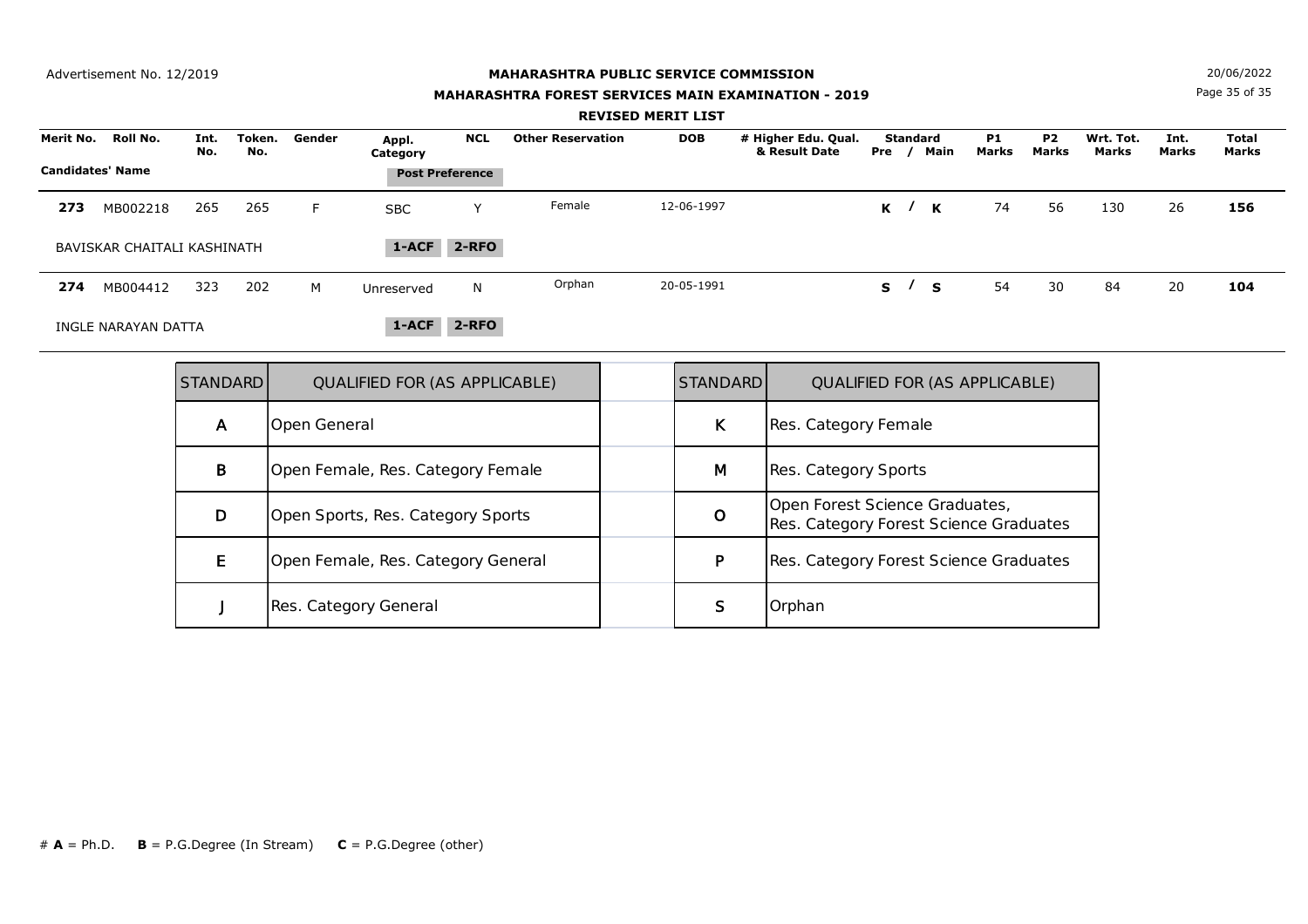Advertisement No. 12/2019

**MAHARASHTRA PUBLIC SERVICE COMMISSION**

**MAHARASHTRA FOREST SERVICES MAIN EXAMINATION - 2019**

**REVISED MERIT LIST**

20/06/2022

| Merit No. | Roll No. | Int. No. | Token. No. | Gender | Appl. Category | NCL | Other Reservation | DOB | # Higher Edu. Qual. & Result Date | Standard Pre / Main | P1 Marks | P2 Marks | Wrt. Tot. Marks | Int. Marks | Total Marks |
|---|---|---|---|---|---|---|---|---|---|---|---|---|---|---|---|
| **Candidates' Name** | | | | | **Post Preference** | | | | | | | | | | |
| **273** | MB002218 | 265 | 265 | F | SBC | Y | Female | 12-06-1997 | | **K / K** | 74 | 56 | 130 | 26 | **156** |
| BAVISKAR CHAITALI KASHINATH | | | | | **1-ACF** | **2-RFO** | | | | | | | | | |
| **274** | MB004412 | 323 | 202 | M | Unreserved | N | Orphan | 20-05-1991 | | **S / S** | 54 | 30 | 84 | 20 | **104** |
| INGLE NARAYAN DATTA | | | | | **1-ACF** | **2-RFO** | | | | | | | | | |

| STANDARD | QUALIFIED FOR (AS APPLICABLE) |
|---|---|
| A | Open General |
| B | Open Female, Res. Category Female |
| D | Open Sports, Res. Category Sports |
| E | Open Female, Res. Category General |
| J | Res. Category General |
| K | Res. Category Female |
| M | Res. Category Sports |
| O | Open Forest Science Graduates, Res. Category Forest Science Graduates |
| P | Res. Category Forest Science Graduates |
| S | Orphan |

# **A** = Ph.D. **B** = P.G.Degree (In Stream) **C** = P.G.Degree (other)